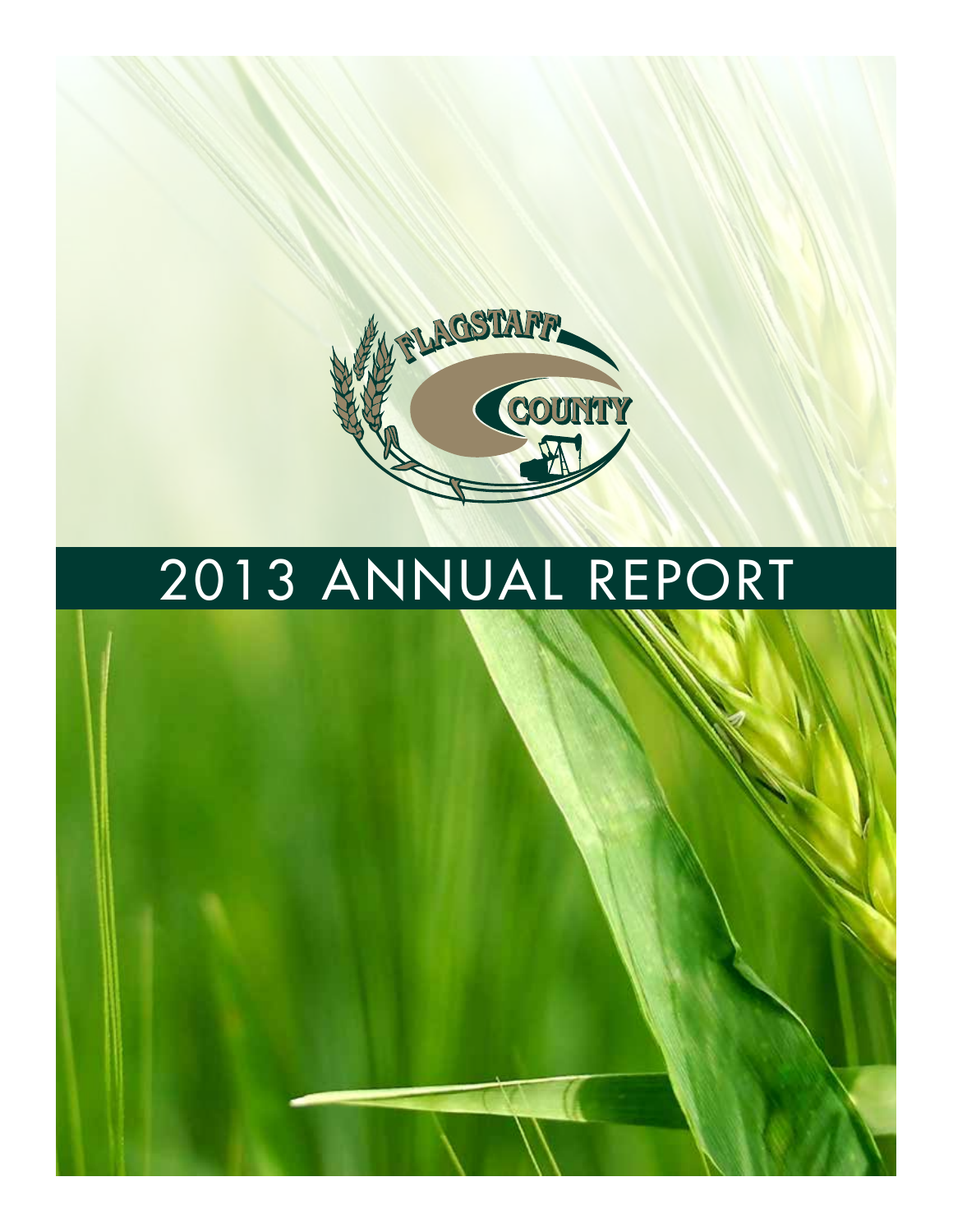FLAGSTAFF COUNTY

# 2013 ANNUAL REPORT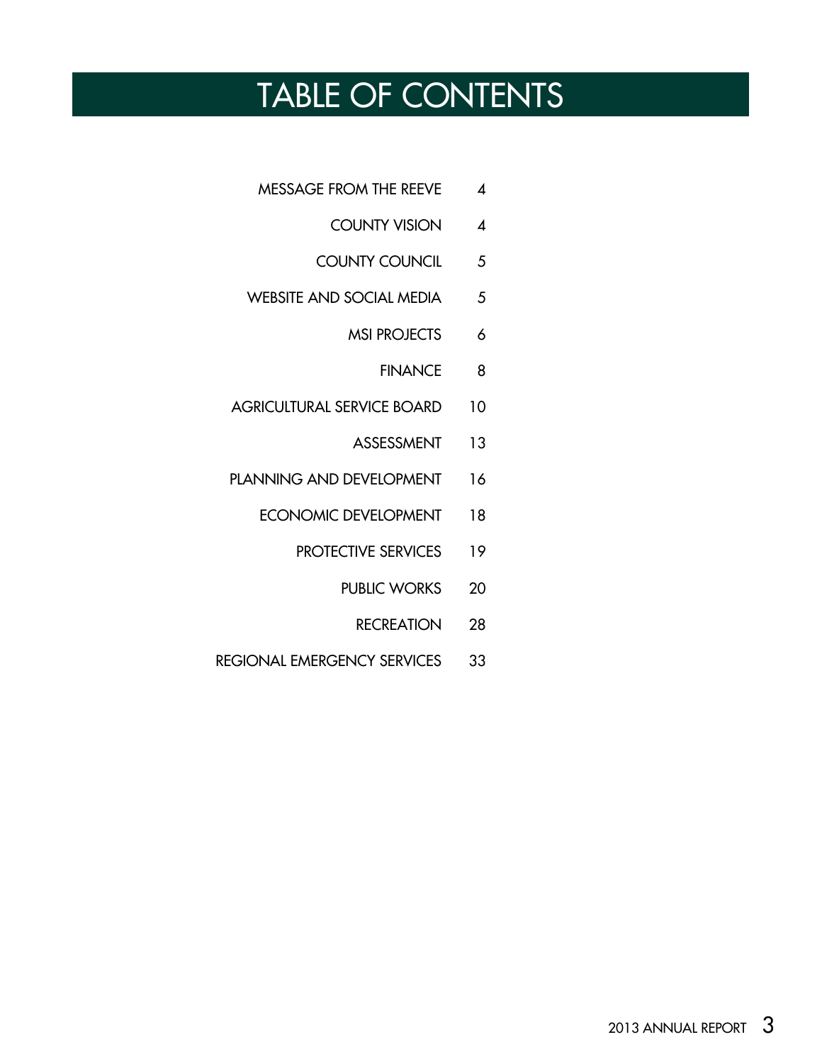# TABLE OF CONTENTS

| | |
|---|---|
| MESSAGE FROM THE REEVE | 4 |
| COUNTY VISION | 4 |
| COUNTY COUNCIL | 5 |
| WEBSITE AND SOCIAL MEDIA | 5 |
| MSI PROJECTS | 6 |
| FINANCE | 8 |
| AGRICULTURAL SERVICE BOARD | 10 |
| ASSESSMENT | 13 |
| PLANNING AND DEVELOPMENT | 16 |
| ECONOMIC DEVELOPMENT | 18 |
| PROTECTIVE SERVICES | 19 |
| PUBLIC WORKS | 20 |
| RECREATION | 28 |
| REGIONAL EMERGENCY SERVICES | 33 |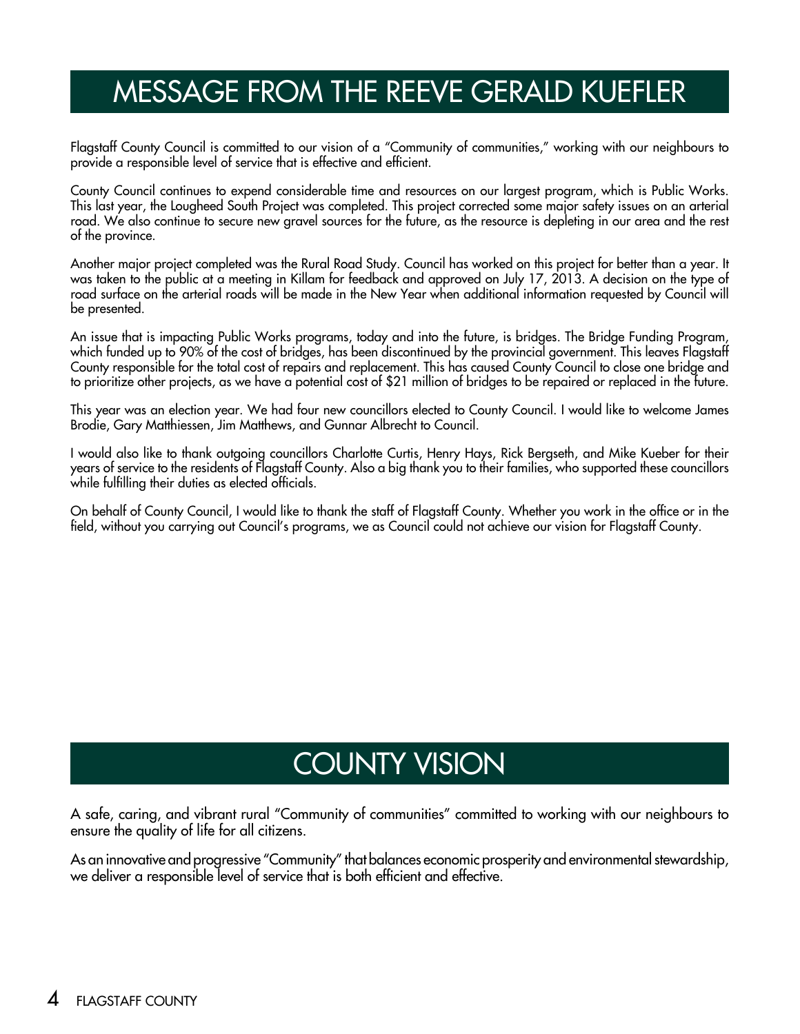# MESSAGE FROM THE REEVE GERALD KUEFLER

Flagstaff County Council is committed to our vision of a "Community of communities," working with our neighbours to provide a responsible level of service that is effective and efficient.

County Council continues to expend considerable time and resources on our largest program, which is Public Works. This last year, the Lougheed South Project was completed. This project corrected some major safety issues on an arterial road. We also continue to secure new gravel sources for the future, as the resource is depleting in our area and the rest of the province.

Another major project completed was the Rural Road Study. Council has worked on this project for better than a year. It was taken to the public at a meeting in Killam for feedback and approved on July 17, 2013. A decision on the type of road surface on the arterial roads will be made in the New Year when additional information requested by Council will be presented.

An issue that is impacting Public Works programs, today and into the future, is bridges. The Bridge Funding Program, which funded up to 90% of the cost of bridges, has been discontinued by the provincial government. This leaves Flagstaff County responsible for the total cost of repairs and replacement. This has caused County Council to close one bridge and to prioritize other projects, as we have a potential cost of $21 million of bridges to be repaired or replaced in the future.

This year was an election year. We had four new councillors elected to County Council. I would like to welcome James Brodie, Gary Matthiessen, Jim Matthews, and Gunnar Albrecht to Council.

I would also like to thank outgoing councillors Charlotte Curtis, Henry Hays, Rick Bergseth, and Mike Kueber for their years of service to the residents of Flagstaff County. Also a big thank you to their families, who supported these councillors while fulfilling their duties as elected officials.

On behalf of County Council, I would like to thank the staff of Flagstaff County. Whether you work in the office or in the field, without you carrying out Council's programs, we as Council could not achieve our vision for Flagstaff County.

# COUNTY VISION

A safe, caring, and vibrant rural "Community of communities" committed to working with our neighbours to ensure the quality of life for all citizens.

As an innovative and progressive "Community" that balances economic prosperity and environmental stewardship, we deliver a responsible level of service that is both efficient and effective.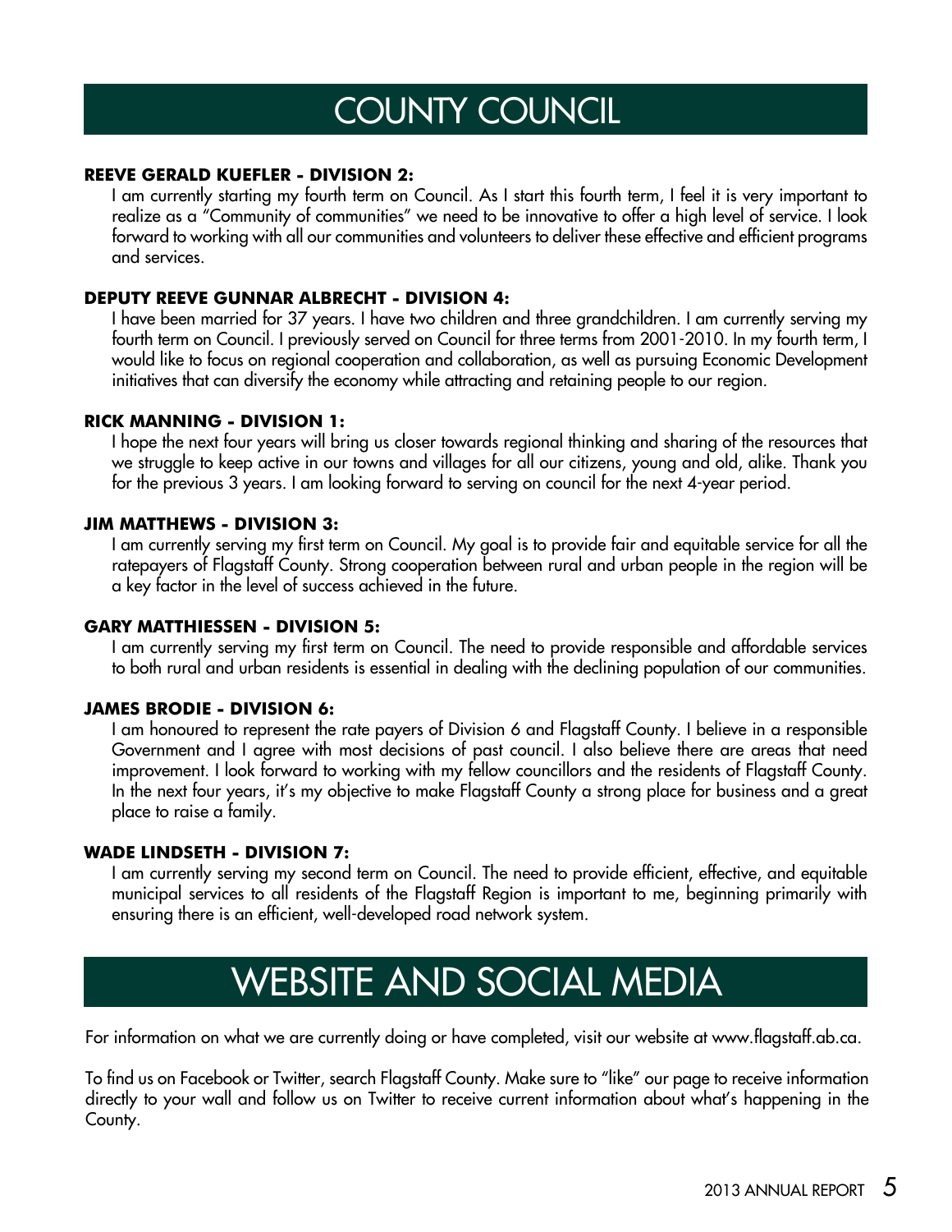# COUNTY COUNCIL

**REEVE GERALD KUEFLER - DIVISION 2:**

I am currently starting my fourth term on Council. As I start this fourth term, I feel it is very important to realize as a "Community of communities" we need to be innovative to offer a high level of service. I look forward to working with all our communities and volunteers to deliver these effective and efficient programs and services.

**DEPUTY REEVE GUNNAR ALBRECHT - DIVISION 4:**

I have been married for 37 years. I have two children and three grandchildren. I am currently serving my fourth term on Council. I previously served on Council for three terms from 2001-2010. In my fourth term, I would like to focus on regional cooperation and collaboration, as well as pursuing Economic Development initiatives that can diversify the economy while attracting and retaining people to our region.

**RICK MANNING - DIVISION 1:**

I hope the next four years will bring us closer towards regional thinking and sharing of the resources that we struggle to keep active in our towns and villages for all our citizens, young and old, alike. Thank you for the previous 3 years. I am looking forward to serving on council for the next 4-year period.

**JIM MATTHEWS - DIVISION 3:**

I am currently serving my first term on Council. My goal is to provide fair and equitable service for all the ratepayers of Flagstaff County. Strong cooperation between rural and urban people in the region will be a key factor in the level of success achieved in the future.

**GARY MATTHIESSEN - DIVISION 5:**

I am currently serving my first term on Council. The need to provide responsible and affordable services to both rural and urban residents is essential in dealing with the declining population of our communities.

**JAMES BRODIE - DIVISION 6:**

I am honoured to represent the rate payers of Division 6 and Flagstaff County. I believe in a responsible Government and I agree with most decisions of past council. I also believe there are areas that need improvement. I look forward to working with my fellow councillors and the residents of Flagstaff County. In the next four years, it's my objective to make Flagstaff County a strong place for business and a great place to raise a family.

**WADE LINDSETH - DIVISION 7:**

I am currently serving my second term on Council. The need to provide efficient, effective, and equitable municipal services to all residents of the Flagstaff Region is important to me, beginning primarily with ensuring there is an efficient, well-developed road network system.

# WEBSITE AND SOCIAL MEDIA

For information on what we are currently doing or have completed, visit our website at www.flagstaff.ab.ca.

To find us on Facebook or Twitter, search Flagstaff County. Make sure to "like" our page to receive information directly to your wall and follow us on Twitter to receive current information about what's happening in the County.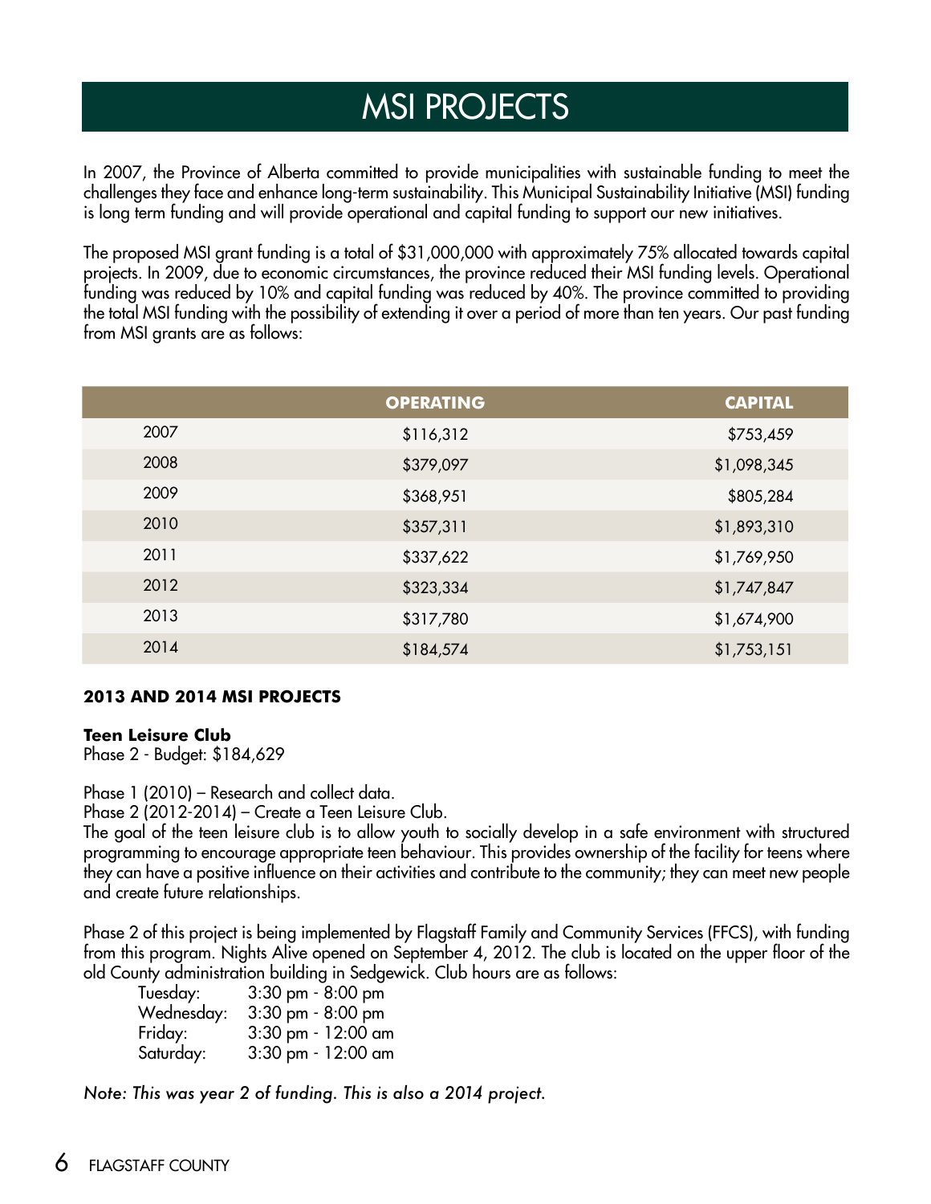# MSI PROJECTS

In 2007, the Province of Alberta committed to provide municipalities with sustainable funding to meet the challenges they face and enhance long-term sustainability. This Municipal Sustainability Initiative (MSI) funding is long term funding and will provide operational and capital funding to support our new initiatives.

The proposed MSI grant funding is a total of $31,000,000 with approximately 75% allocated towards capital projects. In 2009, due to economic circumstances, the province reduced their MSI funding levels. Operational funding was reduced by 10% and capital funding was reduced by 40%. The province committed to providing the total MSI funding with the possibility of extending it over a period of more than ten years. Our past funding from MSI grants are as follows:

| | OPERATING | CAPITAL |
|---|---|---|
| 2007 | $116,312 | $753,459 |
| 2008 | $379,097 | $1,098,345 |
| 2009 | $368,951 | $805,284 |
| 2010 | $357,311 | $1,893,310 |
| 2011 | $337,622 | $1,769,950 |
| 2012 | $323,334 | $1,747,847 |
| 2013 | $317,780 | $1,674,900 |
| 2014 | $184,574 | $1,753,151 |

**2013 AND 2014 MSI PROJECTS**

**Teen Leisure Club**
Phase 2 - Budget: $184,629

Phase 1 (2010) – Research and collect data.
Phase 2 (2012-2014) – Create a Teen Leisure Club.
The goal of the teen leisure club is to allow youth to socially develop in a safe environment with structured programming to encourage appropriate teen behaviour. This provides ownership of the facility for teens where they can have a positive influence on their activities and contribute to the community; they can meet new people and create future relationships.

Phase 2 of this project is being implemented by Flagstaff Family and Community Services (FFCS), with funding from this program. Nights Alive opened on September 4, 2012. The club is located on the upper floor of the old County administration building in Sedgewick. Club hours are as follows:

Tuesday: 3:30 pm - 8:00 pm
Wednesday: 3:30 pm - 8:00 pm
Friday: 3:30 pm - 12:00 am
Saturday: 3:30 pm - 12:00 am

*Note: This was year 2 of funding. This is also a 2014 project.*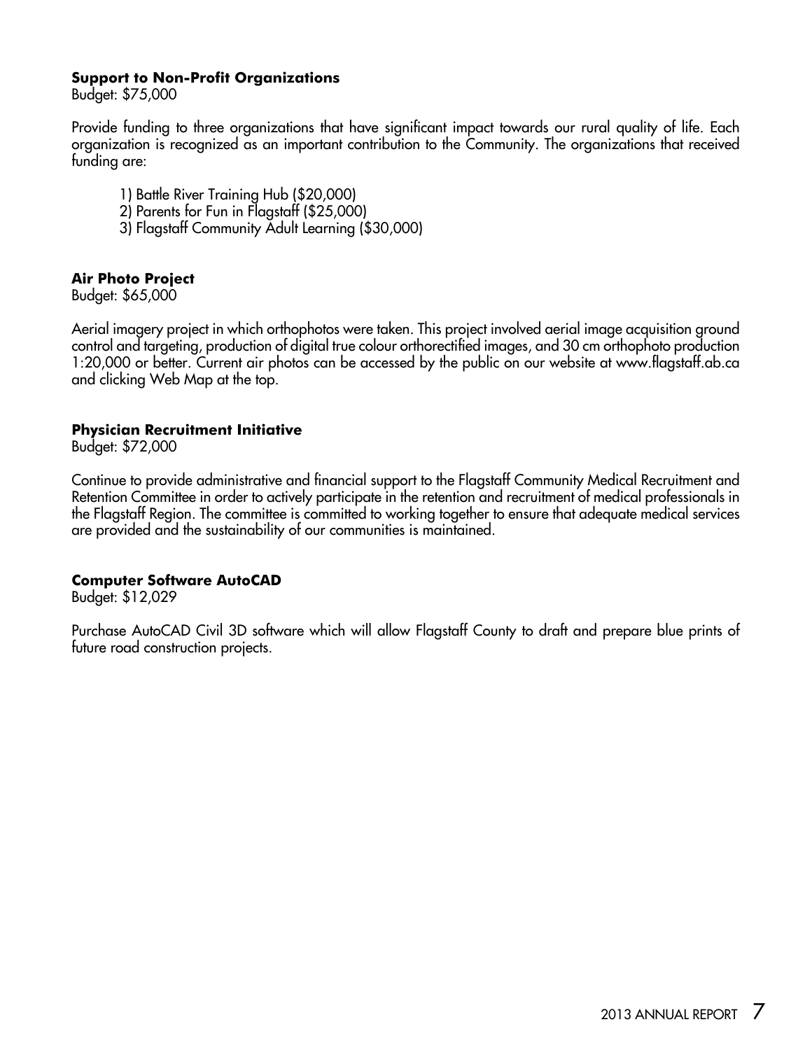**Support to Non-Profit Organizations**
Budget: $75,000

Provide funding to three organizations that have significant impact towards our rural quality of life. Each organization is recognized as an important contribution to the Community. The organizations that received funding are:

1) Battle River Training Hub ($20,000)
2) Parents for Fun in Flagstaff ($25,000)
3) Flagstaff Community Adult Learning ($30,000)

**Air Photo Project**
Budget: $65,000

Aerial imagery project in which orthophotos were taken. This project involved aerial image acquisition ground control and targeting, production of digital true colour orthorectified images, and 30 cm orthophoto production 1:20,000 or better. Current air photos can be accessed by the public on our website at www.flagstaff.ab.ca and clicking Web Map at the top.

**Physician Recruitment Initiative**
Budget: $72,000

Continue to provide administrative and financial support to the Flagstaff Community Medical Recruitment and Retention Committee in order to actively participate in the retention and recruitment of medical professionals in the Flagstaff Region. The committee is committed to working together to ensure that adequate medical services are provided and the sustainability of our communities is maintained.

**Computer Software AutoCAD**
Budget: $12,029

Purchase AutoCAD Civil 3D software which will allow Flagstaff County to draft and prepare blue prints of future road construction projects.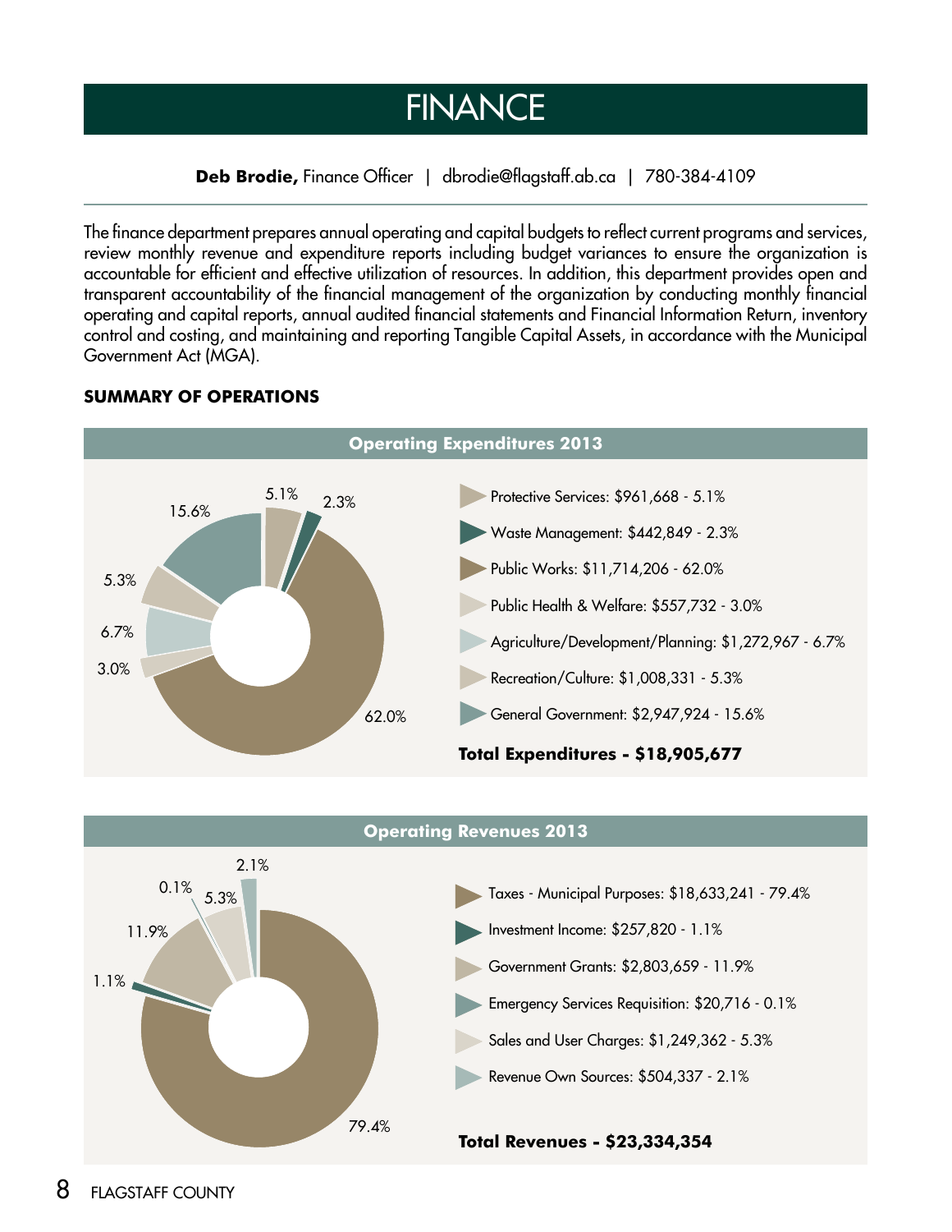# FINANCE

**Deb Brodie,** Finance Officer | dbrodie@flagstaff.ab.ca | 780-384-4109

The finance department prepares annual operating and capital budgets to reflect current programs and services, review monthly revenue and expenditure reports including budget variances to ensure the organization is accountable for efficient and effective utilization of resources. In addition, this department provides open and transparent accountability of the financial management of the organization by conducting monthly financial operating and capital reports, annual audited financial statements and Financial Information Return, inventory control and costing, and maintaining and reporting Tangible Capital Assets, in accordance with the Municipal Government Act (MGA).

## SUMMARY OF OPERATIONS

### Operating Expenditures 2013

- Protective Services: $961,668 - 5.1%
- Waste Management: $442,849 - 2.3%
- Public Works: $11,714,206 - 62.0%
- Public Health & Welfare: $557,732 - 3.0%
- Agriculture/Development/Planning: $1,272,967 - 6.7%
- Recreation/Culture: $1,008,331 - 5.3%
- General Government: $2,947,924 - 15.6%

**Total Expenditures - $18,905,677**

### Operating Revenues 2013

- Taxes - Municipal Purposes: $18,633,241 - 79.4%
- Investment Income: $257,820 - 1.1%
- Government Grants: $2,803,659 - 11.9%
- Emergency Services Requisition: $20,716 - 0.1%
- Sales and User Charges: $1,249,362 - 5.3%
- Revenue Own Sources: $504,337 - 2.1%

**Total Revenues - $23,334,354**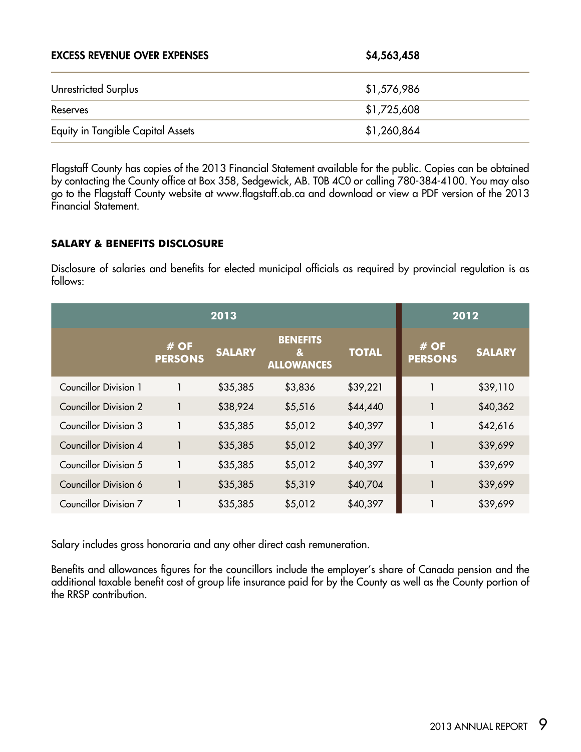| EXCESS REVENUE OVER EXPENSES | $4,563,458 |
|---|---|
| Unrestricted Surplus | $1,576,986 |
| Reserves | $1,725,608 |
| Equity in Tangible Capital Assets | $1,260,864 |

Flagstaff County has copies of the 2013 Financial Statement available for the public. Copies can be obtained by contacting the County office at Box 358, Sedgewick, AB. T0B 4C0 or calling 780-384-4100. You may also go to the Flagstaff County website at www.flagstaff.ab.ca and download or view a PDF version of the 2013 Financial Statement.

## SALARY & BENEFITS DISCLOSURE

Disclosure of salaries and benefits for elected municipal officials as required by provincial regulation is as follows:

| | 2013 | | | | 2012 | |
|---|---|---|---|---|---|---|
| | # OF PERSONS | SALARY | BENEFITS & ALLOWANCES | TOTAL | # OF PERSONS | SALARY |
| Councillor Division 1 | 1 | $35,385 | $3,836 | $39,221 | 1 | $39,110 |
| Councillor Division 2 | 1 | $38,924 | $5,516 | $44,440 | 1 | $40,362 |
| Councillor Division 3 | 1 | $35,385 | $5,012 | $40,397 | 1 | $42,616 |
| Councillor Division 4 | 1 | $35,385 | $5,012 | $40,397 | 1 | $39,699 |
| Councillor Division 5 | 1 | $35,385 | $5,012 | $40,397 | 1 | $39,699 |
| Councillor Division 6 | 1 | $35,385 | $5,319 | $40,704 | 1 | $39,699 |
| Councillor Division 7 | 1 | $35,385 | $5,012 | $40,397 | 1 | $39,699 |

Salary includes gross honoraria and any other direct cash remuneration.

Benefits and allowances figures for the councillors include the employer's share of Canada pension and the additional taxable benefit cost of group life insurance paid for by the County as well as the County portion of the RRSP contribution.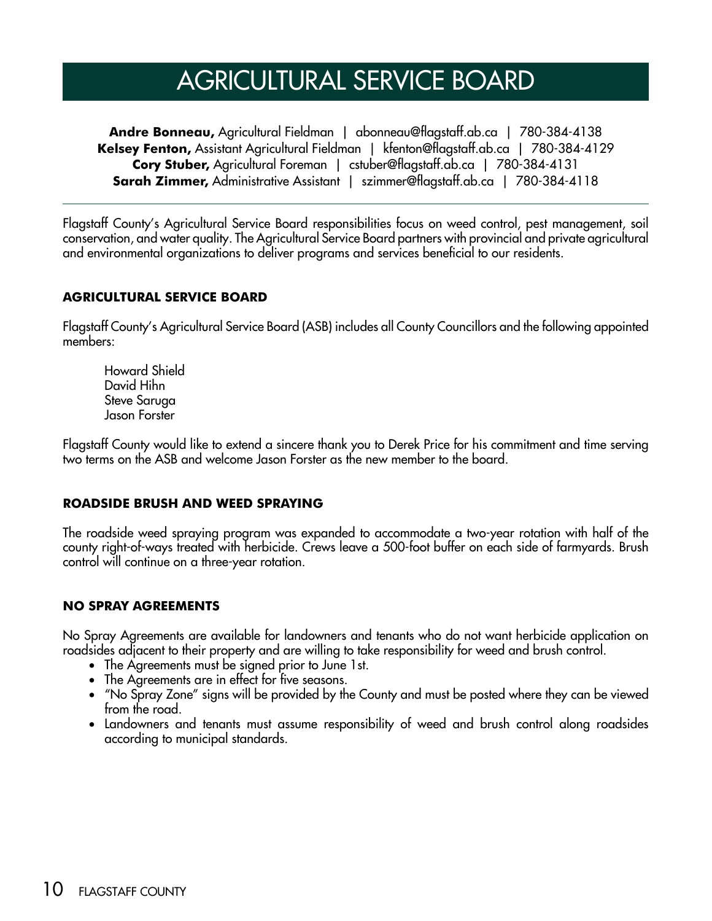# AGRICULTURAL SERVICE BOARD

**Andre Bonneau,** Agricultural Fieldman | abonneau@flagstaff.ab.ca | 780-384-4138
**Kelsey Fenton,** Assistant Agricultural Fieldman | kfenton@flagstaff.ab.ca | 780-384-4129
**Cory Stuber,** Agricultural Foreman | cstuber@flagstaff.ab.ca | 780-384-4131
**Sarah Zimmer,** Administrative Assistant | szimmer@flagstaff.ab.ca | 780-384-4118

---

Flagstaff County's Agricultural Service Board responsibilities focus on weed control, pest management, soil conservation, and water quality. The Agricultural Service Board partners with provincial and private agricultural and environmental organizations to deliver programs and services beneficial to our residents.

## AGRICULTURAL SERVICE BOARD

Flagstaff County's Agricultural Service Board (ASB) includes all County Councillors and the following appointed members:

Howard Shield
David Hihn
Steve Saruga
Jason Forster

Flagstaff County would like to extend a sincere thank you to Derek Price for his commitment and time serving two terms on the ASB and welcome Jason Forster as the new member to the board.

## ROADSIDE BRUSH AND WEED SPRAYING

The roadside weed spraying program was expanded to accommodate a two-year rotation with half of the county right-of-ways treated with herbicide. Crews leave a 500-foot buffer on each side of farmyards. Brush control will continue on a three-year rotation.

## NO SPRAY AGREEMENTS

No Spray Agreements are available for landowners and tenants who do not want herbicide application on roadsides adjacent to their property and are willing to take responsibility for weed and brush control.

- The Agreements must be signed prior to June 1st.
- The Agreements are in effect for five seasons.
- "No Spray Zone" signs will be provided by the County and must be posted where they can be viewed from the road.
- Landowners and tenants must assume responsibility of weed and brush control along roadsides according to municipal standards.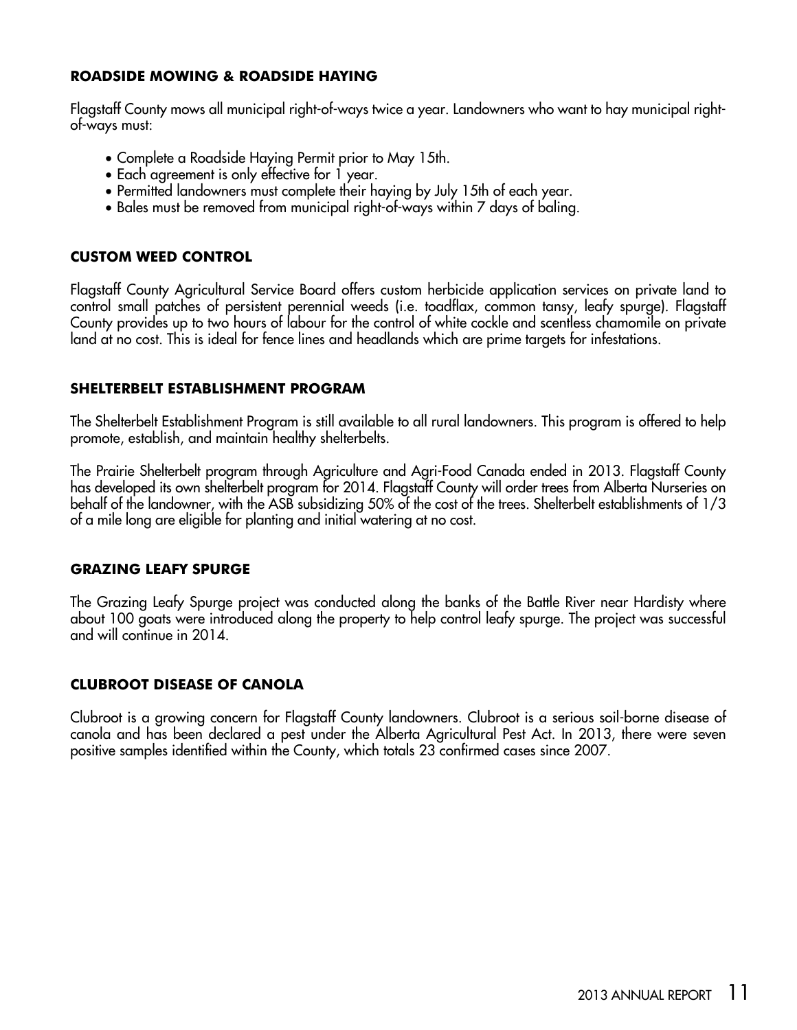## ROADSIDE MOWING & ROADSIDE HAYING

Flagstaff County mows all municipal right-of-ways twice a year. Landowners who want to hay municipal right-of-ways must:

- Complete a Roadside Haying Permit prior to May 15th.
- Each agreement is only effective for 1 year.
- Permitted landowners must complete their haying by July 15th of each year.
- Bales must be removed from municipal right-of-ways within 7 days of baling.

## CUSTOM WEED CONTROL

Flagstaff County Agricultural Service Board offers custom herbicide application services on private land to control small patches of persistent perennial weeds (i.e. toadflax, common tansy, leafy spurge). Flagstaff County provides up to two hours of labour for the control of white cockle and scentless chamomile on private land at no cost. This is ideal for fence lines and headlands which are prime targets for infestations.

## SHELTERBELT ESTABLISHMENT PROGRAM

The Shelterbelt Establishment Program is still available to all rural landowners. This program is offered to help promote, establish, and maintain healthy shelterbelts.

The Prairie Shelterbelt program through Agriculture and Agri-Food Canada ended in 2013. Flagstaff County has developed its own shelterbelt program for 2014. Flagstaff County will order trees from Alberta Nurseries on behalf of the landowner, with the ASB subsidizing 50% of the cost of the trees. Shelterbelt establishments of 1/3 of a mile long are eligible for planting and initial watering at no cost.

## GRAZING LEAFY SPURGE

The Grazing Leafy Spurge project was conducted along the banks of the Battle River near Hardisty where about 100 goats were introduced along the property to help control leafy spurge. The project was successful and will continue in 2014.

## CLUBROOT DISEASE OF CANOLA

Clubroot is a growing concern for Flagstaff County landowners. Clubroot is a serious soil-borne disease of canola and has been declared a pest under the Alberta Agricultural Pest Act. In 2013, there were seven positive samples identified within the County, which totals 23 confirmed cases since 2007.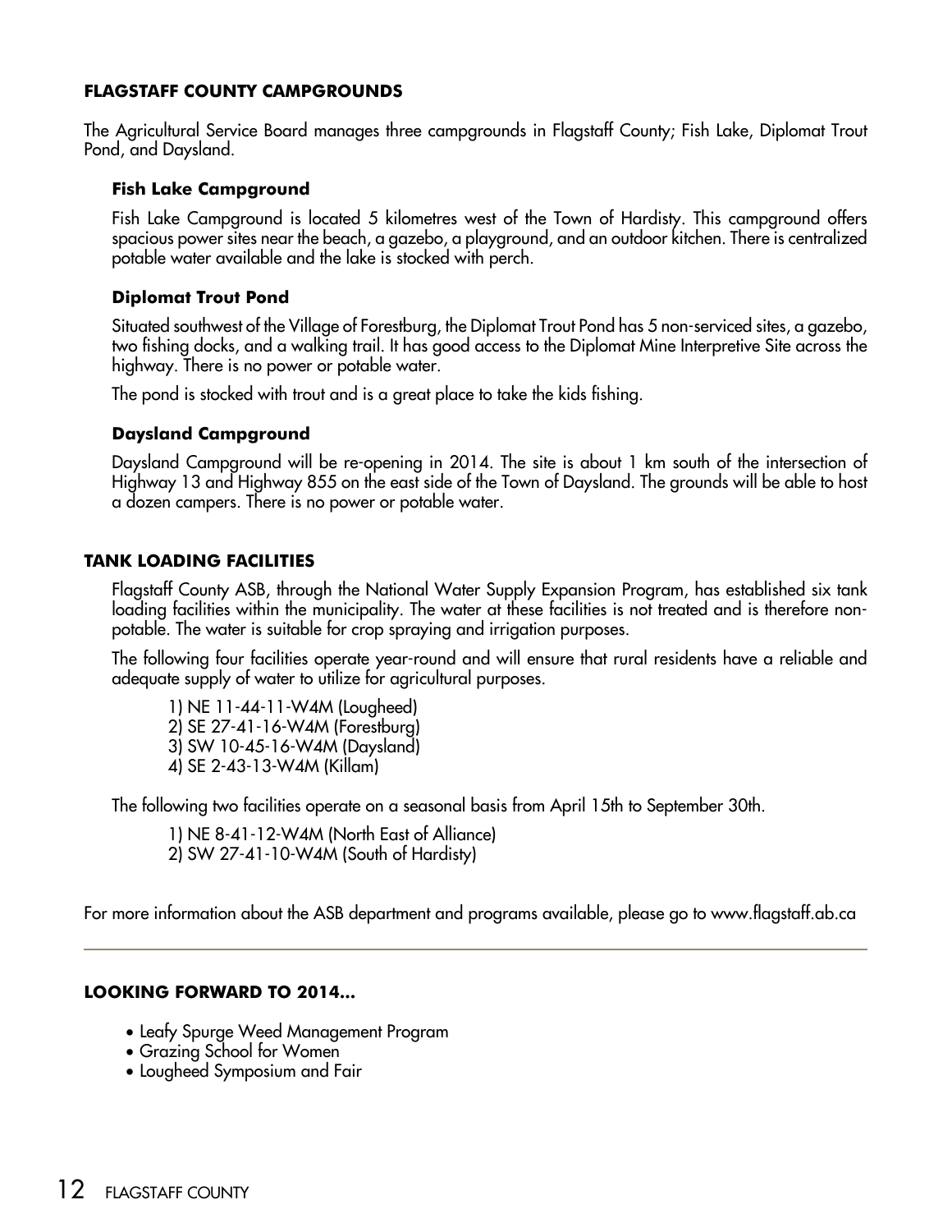## FLAGSTAFF COUNTY CAMPGROUNDS

The Agricultural Service Board manages three campgrounds in Flagstaff County; Fish Lake, Diplomat Trout Pond, and Daysland.

### Fish Lake Campground

Fish Lake Campground is located 5 kilometres west of the Town of Hardisty. This campground offers spacious power sites near the beach, a gazebo, a playground, and an outdoor kitchen. There is centralized potable water available and the lake is stocked with perch.

### Diplomat Trout Pond

Situated southwest of the Village of Forestburg, the Diplomat Trout Pond has 5 non-serviced sites, a gazebo, two fishing docks, and a walking trail. It has good access to the Diplomat Mine Interpretive Site across the highway. There is no power or potable water.

The pond is stocked with trout and is a great place to take the kids fishing.

### Daysland Campground

Daysland Campground will be re-opening in 2014. The site is about 1 km south of the intersection of Highway 13 and Highway 855 on the east side of the Town of Daysland. The grounds will be able to host a dozen campers. There is no power or potable water.

## TANK LOADING FACILITIES

Flagstaff County ASB, through the National Water Supply Expansion Program, has established six tank loading facilities within the municipality. The water at these facilities is not treated and is therefore non-potable. The water is suitable for crop spraying and irrigation purposes.

The following four facilities operate year-round and will ensure that rural residents have a reliable and adequate supply of water to utilize for agricultural purposes.

1) NE 11-44-11-W4M (Lougheed)
2) SE 27-41-16-W4M (Forestburg)
3) SW 10-45-16-W4M (Daysland)
4) SE 2-43-13-W4M (Killam)

The following two facilities operate on a seasonal basis from April 15th to September 30th.

1) NE 8-41-12-W4M (North East of Alliance)
2) SW 27-41-10-W4M (South of Hardisty)

For more information about the ASB department and programs available, please go to www.flagstaff.ab.ca

---

## LOOKING FORWARD TO 2014...

- Leafy Spurge Weed Management Program
- Grazing School for Women
- Lougheed Symposium and Fair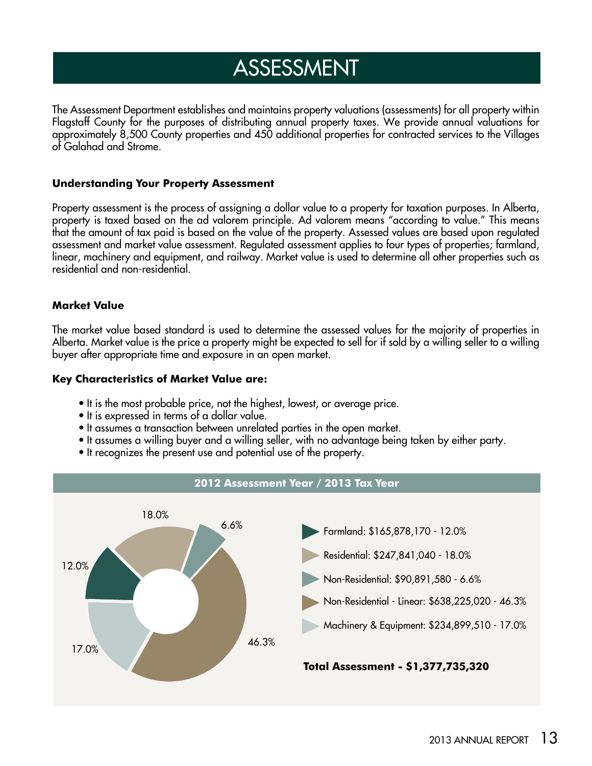# ASSESSMENT

The Assessment Department establishes and maintains property valuations (assessments) for all property within Flagstaff County for the purposes of distributing annual property taxes. We provide annual valuations for approximately 8,500 County properties and 450 additional properties for contracted services to the Villages of Galahad and Strome.

**Understanding Your Property Assessment**

Property assessment is the process of assigning a dollar value to a property for taxation purposes. In Alberta, property is taxed based on the ad valorem principle. Ad valorem means "according to value." This means that the amount of tax paid is based on the value of the property. Assessed values are based upon regulated assessment and market value assessment. Regulated assessment applies to four types of properties; farmland, linear, machinery and equipment, and railway. Market value is used to determine all other properties such as residential and non-residential.

**Market Value**

The market value based standard is used to determine the assessed values for the majority of properties in Alberta. Market value is the price a property might be expected to sell for if sold by a willing seller to a willing buyer after appropriate time and exposure in an open market.

**Key Characteristics of Market Value are:**

- It is the most probable price, not the highest, lowest, or average price.
- It is expressed in terms of a dollar value.
- It assumes a transaction between unrelated parties in the open market.
- It assumes a willing buyer and a willing seller, with no advantage being taken by either party.
- It recognizes the present use and potential use of the property.

**2012 Assessment Year / 2013 Tax Year**

- Farmland: $165,878,170 - 12.0%
- Residential: $247,841,040 - 18.0%
- Non-Residential: $90,891,580 - 6.6%
- Non-Residential - Linear: $638,225,020 - 46.3%
- Machinery & Equipment: $234,899,510 - 17.0%

**Total Assessment - $1,377,735,320**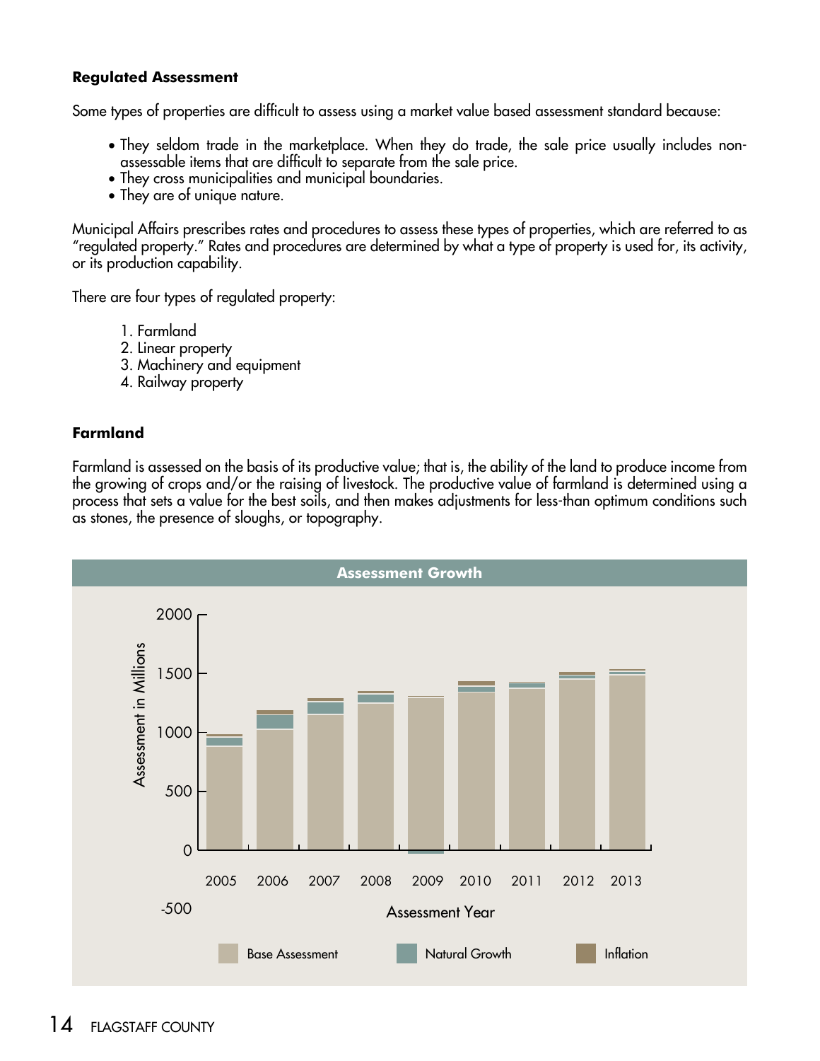### Regulated Assessment

Some types of properties are difficult to assess using a market value based assessment standard because:

- They seldom trade in the marketplace. When they do trade, the sale price usually includes non-assessable items that are difficult to separate from the sale price.
- They cross municipalities and municipal boundaries.
- They are of unique nature.

Municipal Affairs prescribes rates and procedures to assess these types of properties, which are referred to as "regulated property." Rates and procedures are determined by what a type of property is used for, its activity, or its production capability.

There are four types of regulated property:

1. Farmland
2. Linear property
3. Machinery and equipment
4. Railway property

### Farmland

Farmland is assessed on the basis of its productive value; that is, the ability of the land to produce income from the growing of crops and/or the raising of livestock. The productive value of farmland is determined using a process that sets a value for the best soils, and then makes adjustments for less-than optimum conditions such as stones, the presence of sloughs, or topography.

**Assessment Growth**

Assessment in Millions: 2000, 1500, 1000, 500, 0, -500

Assessment Year: 2005, 2006, 2007, 2008, 2009, 2010, 2011, 2012, 2013

Base Assessment · Natural Growth · Inflation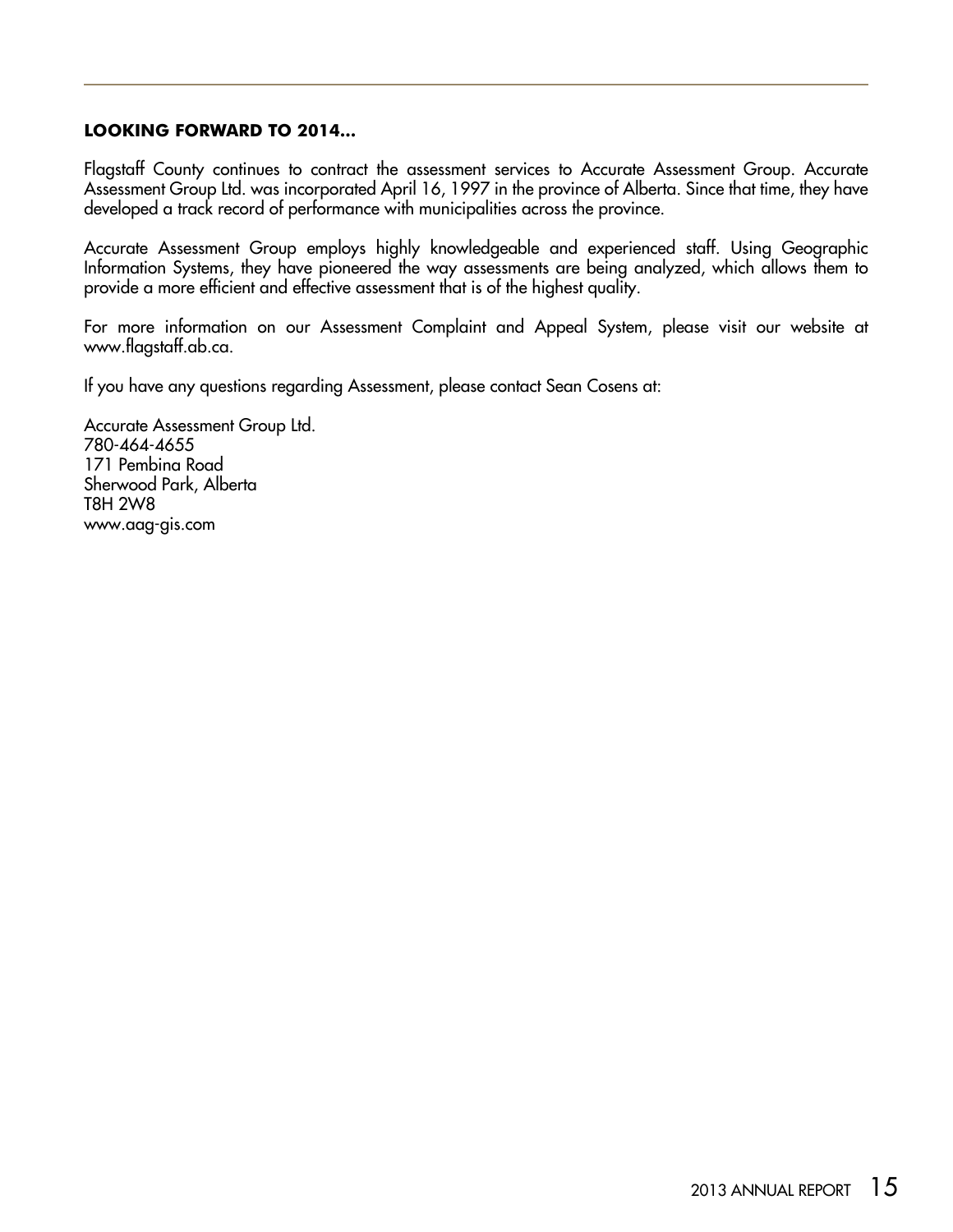## LOOKING FORWARD TO 2014...

Flagstaff County continues to contract the assessment services to Accurate Assessment Group. Accurate Assessment Group Ltd. was incorporated April 16, 1997 in the province of Alberta. Since that time, they have developed a track record of performance with municipalities across the province.

Accurate Assessment Group employs highly knowledgeable and experienced staff. Using Geographic Information Systems, they have pioneered the way assessments are being analyzed, which allows them to provide a more efficient and effective assessment that is of the highest quality.

For more information on our Assessment Complaint and Appeal System, please visit our website at www.flagstaff.ab.ca.

If you have any questions regarding Assessment, please contact Sean Cosens at:

Accurate Assessment Group Ltd.  
780-464-4655  
171 Pembina Road  
Sherwood Park, Alberta  
T8H 2W8  
www.aag-gis.com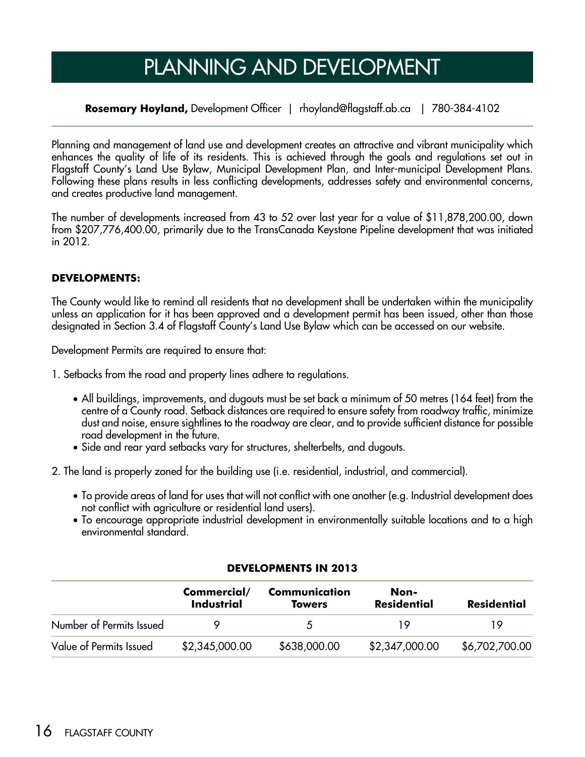# PLANNING AND DEVELOPMENT

**Rosemary Hoyland,** Development Officer | rhoyland@flagstaff.ab.ca | 780-384-4102

Planning and management of land use and development creates an attractive and vibrant municipality which enhances the quality of life of its residents. This is achieved through the goals and regulations set out in Flagstaff County's Land Use Bylaw, Municipal Development Plan, and Inter-municipal Development Plans. Following these plans results in less conflicting developments, addresses safety and environmental concerns, and creates productive land management.

The number of developments increased from 43 to 52 over last year for a value of $11,878,200.00, down from $207,776,400.00, primarily due to the TransCanada Keystone Pipeline development that was initiated in 2012.

**DEVELOPMENTS:**

The County would like to remind all residents that no development shall be undertaken within the municipality unless an application for it has been approved and a development permit has been issued, other than those designated in Section 3.4 of Flagstaff County's Land Use Bylaw which can be accessed on our website.

Development Permits are required to ensure that:

1. Setbacks from the road and property lines adhere to regulations.
   - All buildings, improvements, and dugouts must be set back a minimum of 50 metres (164 feet) from the centre of a County road. Setback distances are required to ensure safety from roadway traffic, minimize dust and noise, ensure sightlines to the roadway are clear, and to provide sufficient distance for possible road development in the future.
   - Side and rear yard setbacks vary for structures, shelterbelts, and dugouts.
2. The land is properly zoned for the building use (i.e. residential, industrial, and commercial).
   - To provide areas of land for uses that will not conflict with one another (e.g. Industrial development does not conflict with agriculture or residential land users).
   - To encourage appropriate industrial development in environmentally suitable locations and to a high environmental standard.

**DEVELOPMENTS IN 2013**

| | Commercial/ Industrial | Communication Towers | Non-Residential | Residential |
|---|---|---|---|---|
| Number of Permits Issued | 9 | 5 | 19 | 19 |
| Value of Permits Issued | $2,345,000.00 | $638,000.00 | $2,347,000.00 | $6,702,700.00 |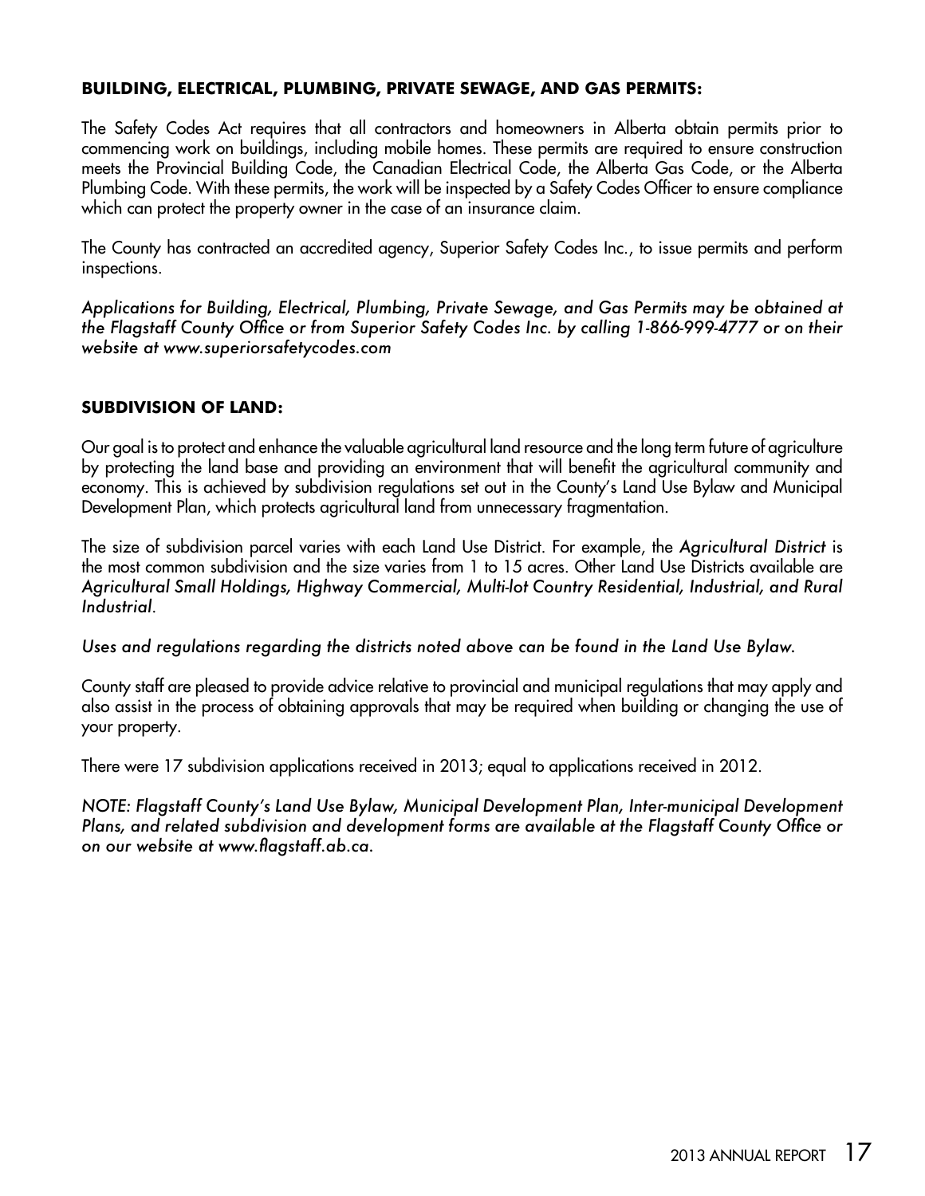### BUILDING, ELECTRICAL, PLUMBING, PRIVATE SEWAGE, AND GAS PERMITS:

The Safety Codes Act requires that all contractors and homeowners in Alberta obtain permits prior to commencing work on buildings, including mobile homes. These permits are required to ensure construction meets the Provincial Building Code, the Canadian Electrical Code, the Alberta Gas Code, or the Alberta Plumbing Code. With these permits, the work will be inspected by a Safety Codes Officer to ensure compliance which can protect the property owner in the case of an insurance claim.

The County has contracted an accredited agency, Superior Safety Codes Inc., to issue permits and perform inspections.

*Applications for Building, Electrical, Plumbing, Private Sewage, and Gas Permits may be obtained at the Flagstaff County Office or from Superior Safety Codes Inc. by calling 1-866-999-4777 or on their website at www.superiorsafetycodes.com*

### SUBDIVISION OF LAND:

Our goal is to protect and enhance the valuable agricultural land resource and the long term future of agriculture by protecting the land base and providing an environment that will benefit the agricultural community and economy. This is achieved by subdivision regulations set out in the County's Land Use Bylaw and Municipal Development Plan, which protects agricultural land from unnecessary fragmentation.

The size of subdivision parcel varies with each Land Use District. For example, the *Agricultural District* is the most common subdivision and the size varies from 1 to 15 acres. Other Land Use Districts available are *Agricultural Small Holdings, Highway Commercial, Multi-lot Country Residential, Industrial, and Rural Industrial*.

*Uses and regulations regarding the districts noted above can be found in the Land Use Bylaw.*

County staff are pleased to provide advice relative to provincial and municipal regulations that may apply and also assist in the process of obtaining approvals that may be required when building or changing the use of your property.

There were 17 subdivision applications received in 2013; equal to applications received in 2012.

*NOTE: Flagstaff County's Land Use Bylaw, Municipal Development Plan, Inter-municipal Development Plans, and related subdivision and development forms are available at the Flagstaff County Office or on our website at www.flagstaff.ab.ca.*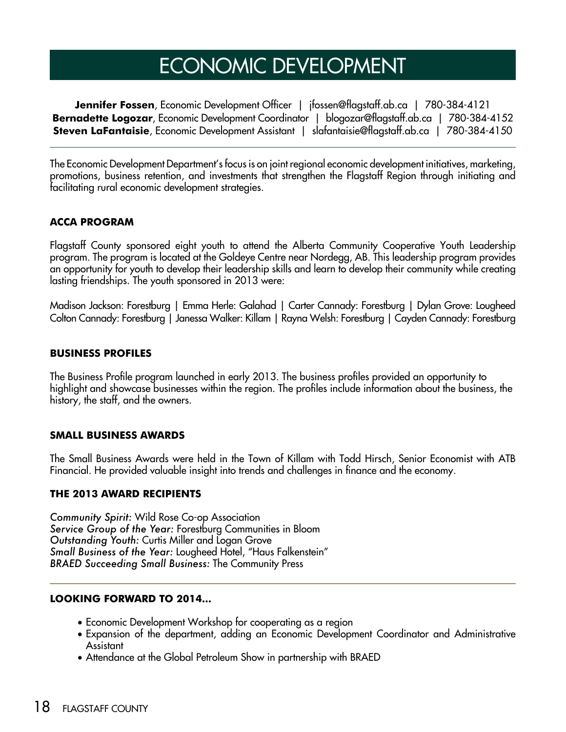# ECONOMIC DEVELOPMENT

**Jennifer Fossen**, Economic Development Officer | jfossen@flagstaff.ab.ca | 780-384-4121
**Bernadette Logozar**, Economic Development Coordinator | blogozar@flagstaff.ab.ca | 780-384-4152
**Steven LaFantaisie**, Economic Development Assistant | slafantaisie@flagstaff.ab.ca | 780-384-4150

The Economic Development Department's focus is on joint regional economic development initiatives, marketing, promotions, business retention, and investments that strengthen the Flagstaff Region through initiating and facilitating rural economic development strategies.

## ACCA PROGRAM

Flagstaff County sponsored eight youth to attend the Alberta Community Cooperative Youth Leadership program. The program is located at the Goldeye Centre near Nordegg, AB. This leadership program provides an opportunity for youth to develop their leadership skills and learn to develop their community while creating lasting friendships. The youth sponsored in 2013 were:

Madison Jackson: Forestburg | Emma Herle: Galahad | Carter Cannady: Forestburg | Dylan Grove: Lougheed
Colton Cannady: Forestburg | Janessa Walker: Killam | Rayna Welsh: Forestburg | Cayden Cannady: Forestburg

## BUSINESS PROFILES

The Business Profile program launched in early 2013. The business profiles provided an opportunity to highlight and showcase businesses within the region. The profiles include information about the business, the history, the staff, and the owners.

## SMALL BUSINESS AWARDS

The Small Business Awards were held in the Town of Killam with Todd Hirsch, Senior Economist with ATB Financial. He provided valuable insight into trends and challenges in finance and the economy.

## THE 2013 AWARD RECIPIENTS

*Community Spirit:* Wild Rose Co-op Association
*Service Group of the Year:* Forestburg Communities in Bloom
*Outstanding Youth:* Curtis Miller and Logan Grove
*Small Business of the Year:* Lougheed Hotel, "Haus Falkenstein"
*BRAED Succeeding Small Business:* The Community Press

## LOOKING FORWARD TO 2014...

- Economic Development Workshop for cooperating as a region
- Expansion of the department, adding an Economic Development Coordinator and Administrative Assistant
- Attendance at the Global Petroleum Show in partnership with BRAED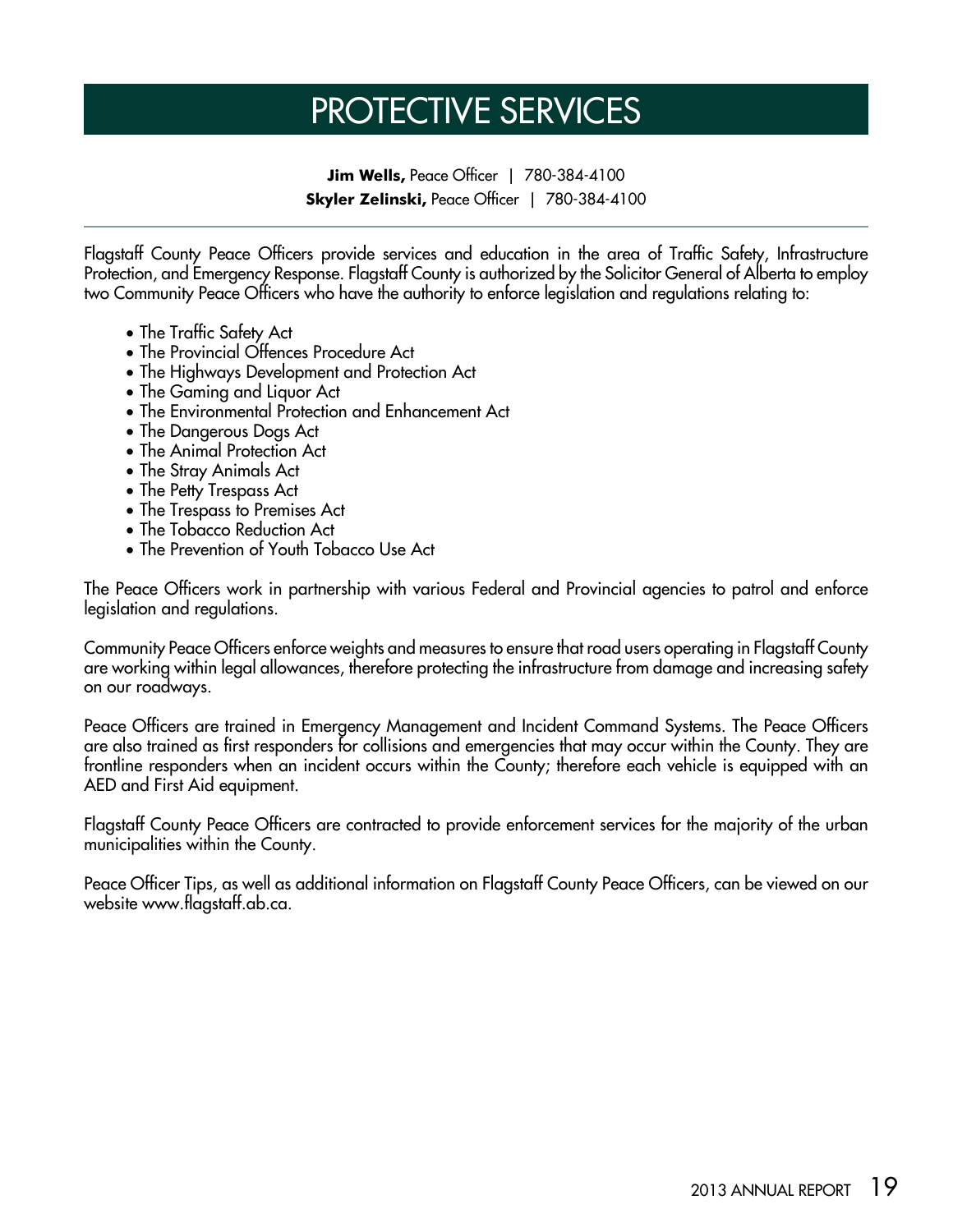# PROTECTIVE SERVICES

**Jim Wells,** Peace Officer | 780-384-4100
**Skyler Zelinski,** Peace Officer | 780-384-4100

Flagstaff County Peace Officers provide services and education in the area of Traffic Safety, Infrastructure Protection, and Emergency Response. Flagstaff County is authorized by the Solicitor General of Alberta to employ two Community Peace Officers who have the authority to enforce legislation and regulations relating to:

- The Traffic Safety Act
- The Provincial Offences Procedure Act
- The Highways Development and Protection Act
- The Gaming and Liquor Act
- The Environmental Protection and Enhancement Act
- The Dangerous Dogs Act
- The Animal Protection Act
- The Stray Animals Act
- The Petty Trespass Act
- The Trespass to Premises Act
- The Tobacco Reduction Act
- The Prevention of Youth Tobacco Use Act

The Peace Officers work in partnership with various Federal and Provincial agencies to patrol and enforce legislation and regulations.

Community Peace Officers enforce weights and measures to ensure that road users operating in Flagstaff County are working within legal allowances, therefore protecting the infrastructure from damage and increasing safety on our roadways.

Peace Officers are trained in Emergency Management and Incident Command Systems. The Peace Officers are also trained as first responders for collisions and emergencies that may occur within the County. They are frontline responders when an incident occurs within the County; therefore each vehicle is equipped with an AED and First Aid equipment.

Flagstaff County Peace Officers are contracted to provide enforcement services for the majority of the urban municipalities within the County.

Peace Officer Tips, as well as additional information on Flagstaff County Peace Officers, can be viewed on our website www.flagstaff.ab.ca.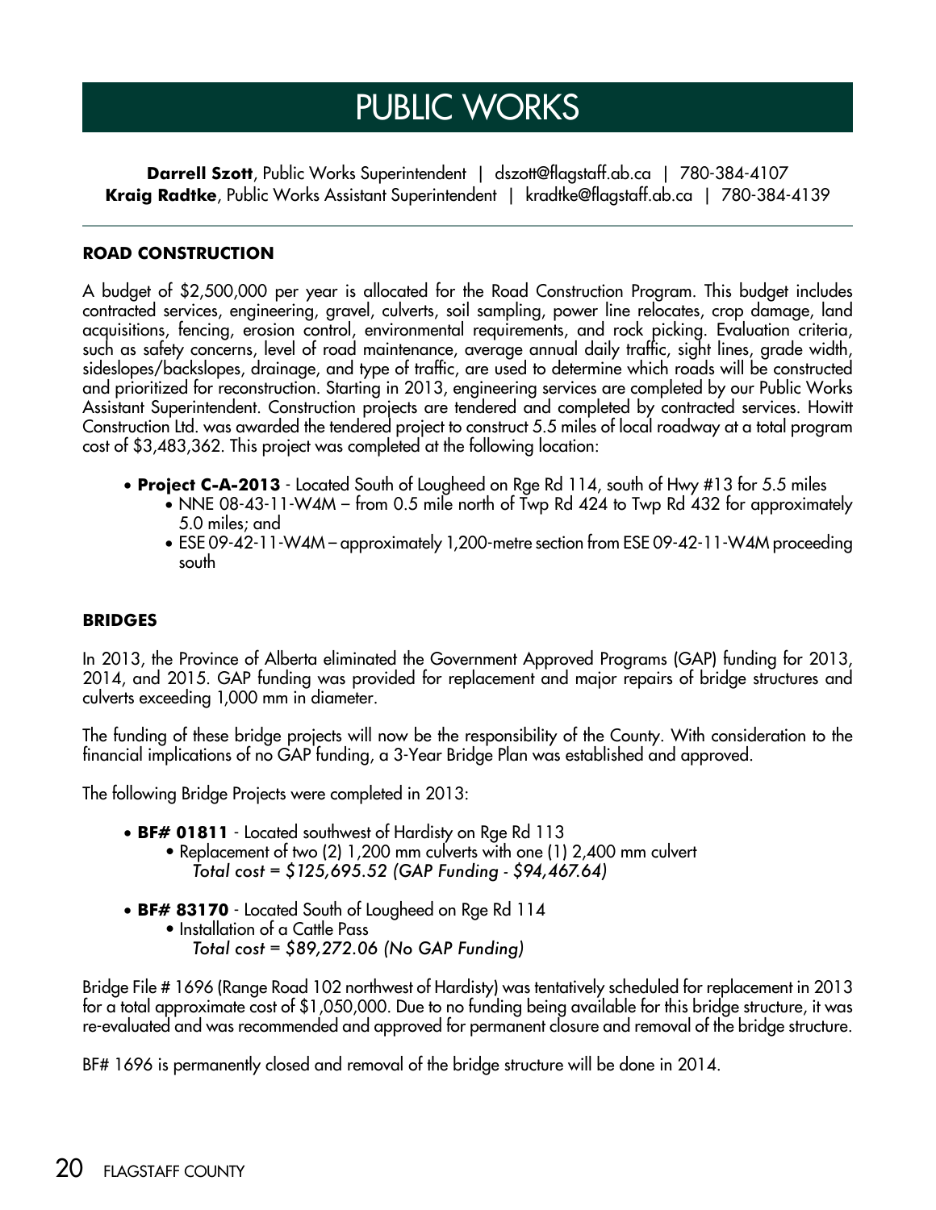# PUBLIC WORKS

**Darrell Szott**, Public Works Superintendent | dszott@flagstaff.ab.ca | 780-384-4107
**Kraig Radtke**, Public Works Assistant Superintendent | kradtke@flagstaff.ab.ca | 780-384-4139

---

### ROAD CONSTRUCTION

A budget of $2,500,000 per year is allocated for the Road Construction Program. This budget includes contracted services, engineering, gravel, culverts, soil sampling, power line relocates, crop damage, land acquisitions, fencing, erosion control, environmental requirements, and rock picking. Evaluation criteria, such as safety concerns, level of road maintenance, average annual daily traffic, sight lines, grade width, sideslopes/backslopes, drainage, and type of traffic, are used to determine which roads will be constructed and prioritized for reconstruction. Starting in 2013, engineering services are completed by our Public Works Assistant Superintendent. Construction projects are tendered and completed by contracted services. Howitt Construction Ltd. was awarded the tendered project to construct 5.5 miles of local roadway at a total program cost of $3,483,362. This project was completed at the following location:

- **Project C-A-2013** - Located South of Lougheed on Rge Rd 114, south of Hwy #13 for 5.5 miles
  - NNE 08-43-11-W4M – from 0.5 mile north of Twp Rd 424 to Twp Rd 432 for approximately 5.0 miles; and
  - ESE 09-42-11-W4M – approximately 1,200-metre section from ESE 09-42-11-W4M proceeding south

### BRIDGES

In 2013, the Province of Alberta eliminated the Government Approved Programs (GAP) funding for 2013, 2014, and 2015. GAP funding was provided for replacement and major repairs of bridge structures and culverts exceeding 1,000 mm in diameter.

The funding of these bridge projects will now be the responsibility of the County. With consideration to the financial implications of no GAP funding, a 3-Year Bridge Plan was established and approved.

The following Bridge Projects were completed in 2013:

- **BF# 01811** - Located southwest of Hardisty on Rge Rd 113
  - Replacement of two (2) 1,200 mm culverts with one (1) 2,400 mm culvert
    *Total cost = $125,695.52 (GAP Funding - $94,467.64)*

- **BF# 83170** - Located South of Lougheed on Rge Rd 114
  - Installation of a Cattle Pass
    *Total cost = $89,272.06 (No GAP Funding)*

Bridge File # 1696 (Range Road 102 northwest of Hardisty) was tentatively scheduled for replacement in 2013 for a total approximate cost of $1,050,000. Due to no funding being available for this bridge structure, it was re-evaluated and was recommended and approved for permanent closure and removal of the bridge structure.

BF# 1696 is permanently closed and removal of the bridge structure will be done in 2014.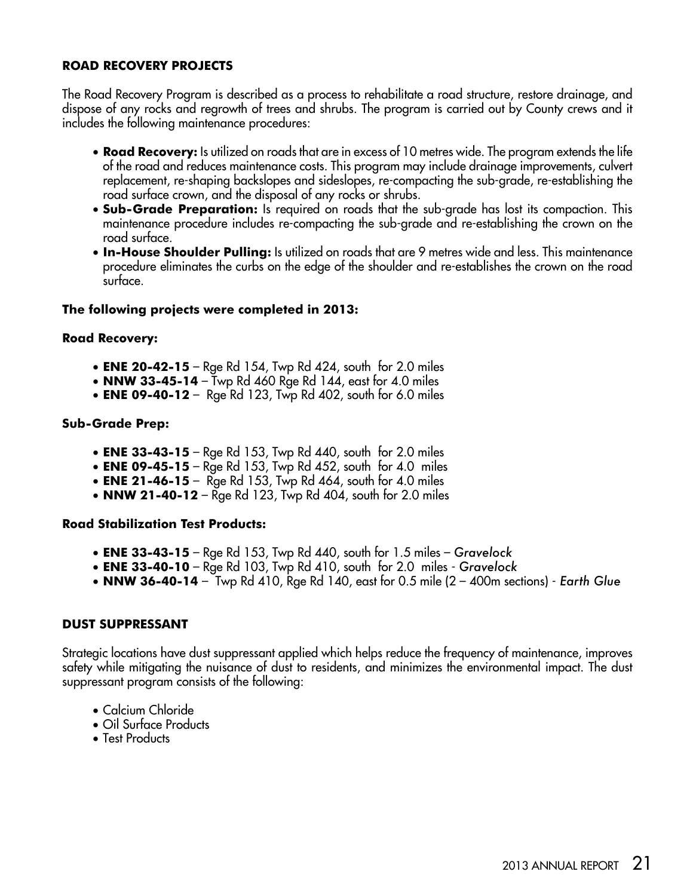## ROAD RECOVERY PROJECTS

The Road Recovery Program is described as a process to rehabilitate a road structure, restore drainage, and dispose of any rocks and regrowth of trees and shrubs. The program is carried out by County crews and it includes the following maintenance procedures:

- **Road Recovery:** Is utilized on roads that are in excess of 10 metres wide. The program extends the life of the road and reduces maintenance costs. This program may include drainage improvements, culvert replacement, re-shaping backslopes and sideslopes, re-compacting the sub-grade, re-establishing the road surface crown, and the disposal of any rocks or shrubs.
- **Sub-Grade Preparation:** Is required on roads that the sub-grade has lost its compaction. This maintenance procedure includes re-compacting the sub-grade and re-establishing the crown on the road surface.
- **In-House Shoulder Pulling:** Is utilized on roads that are 9 metres wide and less. This maintenance procedure eliminates the curbs on the edge of the shoulder and re-establishes the crown on the road surface.

**The following projects were completed in 2013:**

**Road Recovery:**

- **ENE 20-42-15** – Rge Rd 154, Twp Rd 424, south for 2.0 miles
- **NNW 33-45-14** – Twp Rd 460 Rge Rd 144, east for 4.0 miles
- **ENE 09-40-12** – Rge Rd 123, Twp Rd 402, south for 6.0 miles

**Sub-Grade Prep:**

- **ENE 33-43-15** – Rge Rd 153, Twp Rd 440, south for 2.0 miles
- **ENE 09-45-15** – Rge Rd 153, Twp Rd 452, south for 4.0 miles
- **ENE 21-46-15** – Rge Rd 153, Twp Rd 464, south for 4.0 miles
- **NNW 21-40-12** – Rge Rd 123, Twp Rd 404, south for 2.0 miles

**Road Stabilization Test Products:**

- **ENE 33-43-15** – Rge Rd 153, Twp Rd 440, south for 1.5 miles – *Gravelock*
- **ENE 33-40-10** – Rge Rd 103, Twp Rd 410, south for 2.0 miles - *Gravelock*
- **NNW 36-40-14** – Twp Rd 410, Rge Rd 140, east for 0.5 mile (2 – 400m sections) - *Earth Glue*

## DUST SUPPRESSANT

Strategic locations have dust suppressant applied which helps reduce the frequency of maintenance, improves safety while mitigating the nuisance of dust to residents, and minimizes the environmental impact. The dust suppressant program consists of the following:

- Calcium Chloride
- Oil Surface Products
- Test Products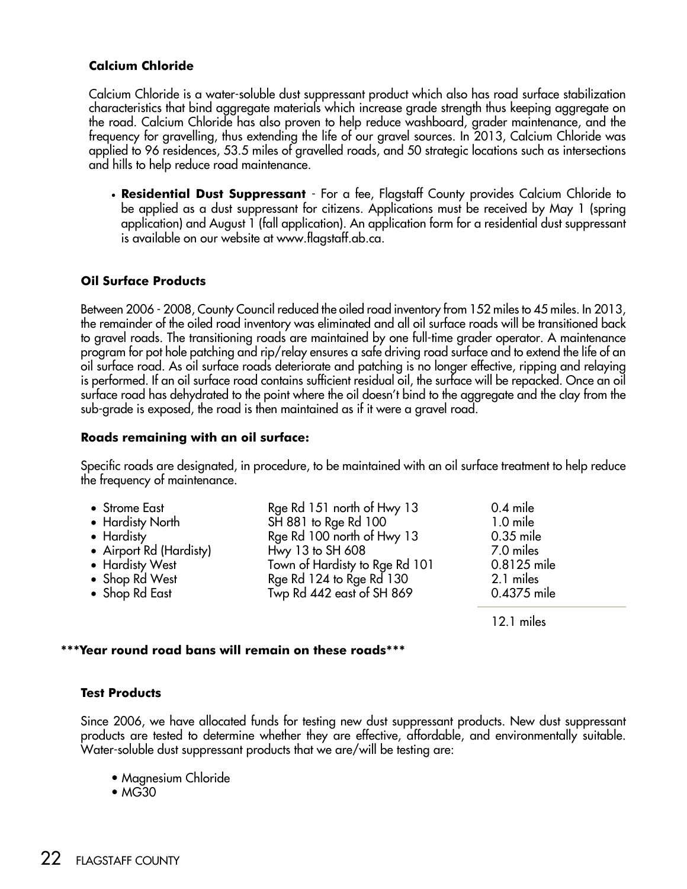### Calcium Chloride

Calcium Chloride is a water-soluble dust suppressant product which also has road surface stabilization characteristics that bind aggregate materials which increase grade strength thus keeping aggregate on the road. Calcium Chloride has also proven to help reduce washboard, grader maintenance, and the frequency for gravelling, thus extending the life of our gravel sources. In 2013, Calcium Chloride was applied to 96 residences, 53.5 miles of gravelled roads, and 50 strategic locations such as intersections and hills to help reduce road maintenance.

- **Residential Dust Suppressant** - For a fee, Flagstaff County provides Calcium Chloride to be applied as a dust suppressant for citizens. Applications must be received by May 1 (spring application) and August 1 (fall application). An application form for a residential dust suppressant is available on our website at www.flagstaff.ab.ca.

### Oil Surface Products

Between 2006 - 2008, County Council reduced the oiled road inventory from 152 miles to 45 miles. In 2013, the remainder of the oiled road inventory was eliminated and all oil surface roads will be transitioned back to gravel roads. The transitioning roads are maintained by one full-time grader operator. A maintenance program for pot hole patching and rip/relay ensures a safe driving road surface and to extend the life of an oil surface road. As oil surface roads deteriorate and patching is no longer effective, ripping and relaying is performed. If an oil surface road contains sufficient residual oil, the surface will be repacked. Once an oil surface road has dehydrated to the point where the oil doesn't bind to the aggregate and the clay from the sub-grade is exposed, the road is then maintained as if it were a gravel road.

### Roads remaining with an oil surface:

Specific roads are designated, in procedure, to be maintained with an oil surface treatment to help reduce the frequency of maintenance.

| Road | Location | Length |
|---|---|---|
| Strome East | Rge Rd 151 north of Hwy 13 | 0.4 mile |
| Hardisty North | SH 881 to Rge Rd 100 | 1.0 mile |
| Hardisty | Rge Rd 100 north of Hwy 13 | 0.35 mile |
| Airport Rd (Hardisty) | Hwy 13 to SH 608 | 7.0 miles |
| Hardisty West | Town of Hardisty to Rge Rd 101 | 0.8125 mile |
| Shop Rd West | Rge Rd 124 to Rge Rd 130 | 2.1 miles |
| Shop Rd East | Twp Rd 442 east of SH 869 | 0.4375 mile |
| | | 12.1 miles |

**\*\*\*Year round road bans will remain on these roads\*\*\***

### Test Products

Since 2006, we have allocated funds for testing new dust suppressant products. New dust suppressant products are tested to determine whether they are effective, affordable, and environmentally suitable. Water-soluble dust suppressant products that we are/will be testing are:

- Magnesium Chloride
- MG30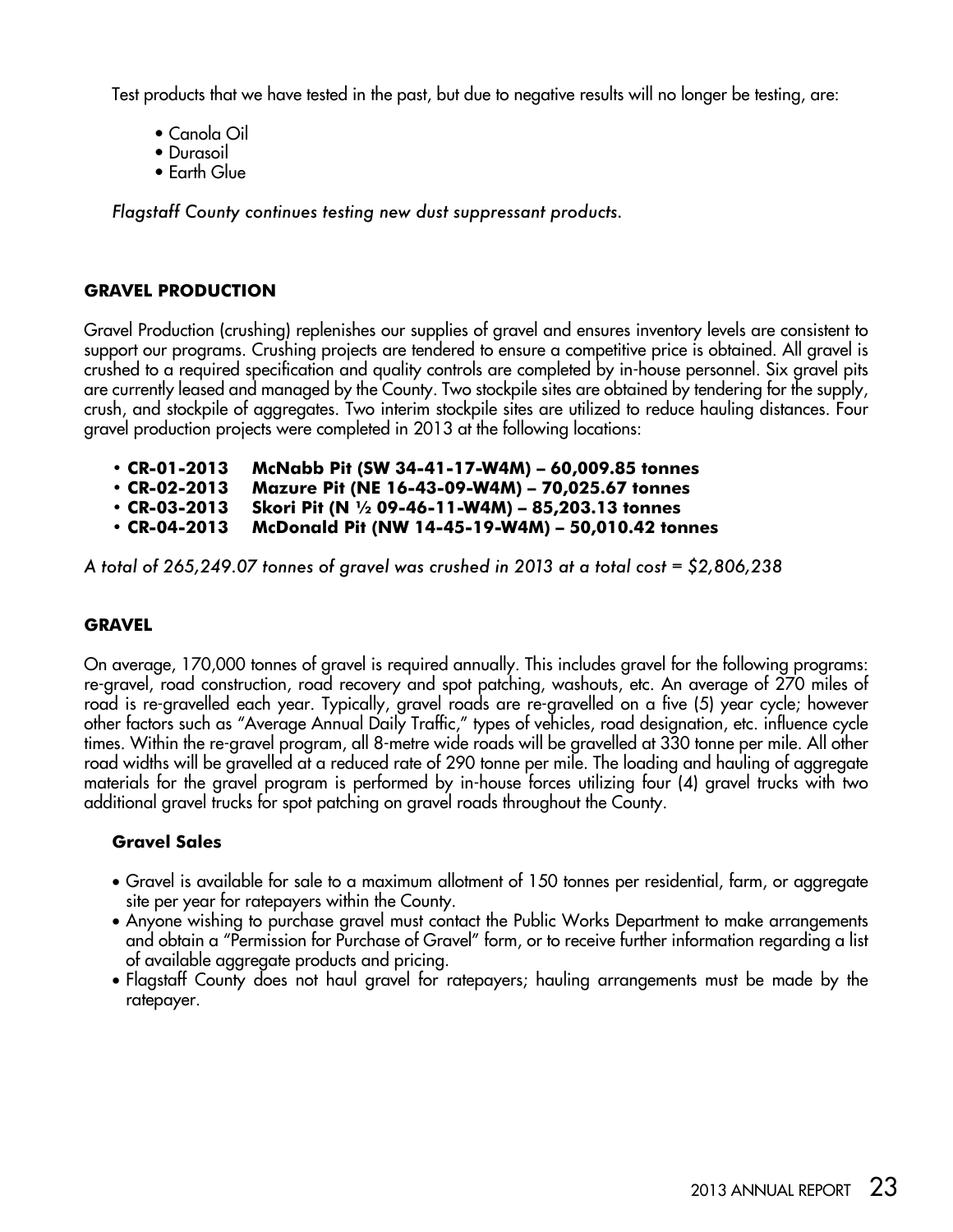Test products that we have tested in the past, but due to negative results will no longer be testing, are:

- Canola Oil
- Durasoil
- Earth Glue

*Flagstaff County continues testing new dust suppressant products.*

## GRAVEL PRODUCTION

Gravel Production (crushing) replenishes our supplies of gravel and ensures inventory levels are consistent to support our programs. Crushing projects are tendered to ensure a competitive price is obtained. All gravel is crushed to a required specification and quality controls are completed by in-house personnel. Six gravel pits are currently leased and managed by the County. Two stockpile sites are obtained by tendering for the supply, crush, and stockpile of aggregates. Two interim stockpile sites are utilized to reduce hauling distances. Four gravel production projects were completed in 2013 at the following locations:

- **CR-01-2013 McNabb Pit (SW 34-41-17-W4M) – 60,009.85 tonnes**
- **CR-02-2013 Mazure Pit (NE 16-43-09-W4M) – 70,025.67 tonnes**
- **CR-03-2013 Skori Pit (N ½ 09-46-11-W4M) – 85,203.13 tonnes**
- **CR-04-2013 McDonald Pit (NW 14-45-19-W4M) – 50,010.42 tonnes**

*A total of 265,249.07 tonnes of gravel was crushed in 2013 at a total cost = $2,806,238*

## GRAVEL

On average, 170,000 tonnes of gravel is required annually. This includes gravel for the following programs: re-gravel, road construction, road recovery and spot patching, washouts, etc. An average of 270 miles of road is re-gravelled each year. Typically, gravel roads are re-gravelled on a five (5) year cycle; however other factors such as "Average Annual Daily Traffic," types of vehicles, road designation, etc. influence cycle times. Within the re-gravel program, all 8-metre wide roads will be gravelled at 330 tonne per mile. All other road widths will be gravelled at a reduced rate of 290 tonne per mile. The loading and hauling of aggregate materials for the gravel program is performed by in-house forces utilizing four (4) gravel trucks with two additional gravel trucks for spot patching on gravel roads throughout the County.

### Gravel Sales

- Gravel is available for sale to a maximum allotment of 150 tonnes per residential, farm, or aggregate site per year for ratepayers within the County.
- Anyone wishing to purchase gravel must contact the Public Works Department to make arrangements and obtain a "Permission for Purchase of Gravel" form, or to receive further information regarding a list of available aggregate products and pricing.
- Flagstaff County does not haul gravel for ratepayers; hauling arrangements must be made by the ratepayer.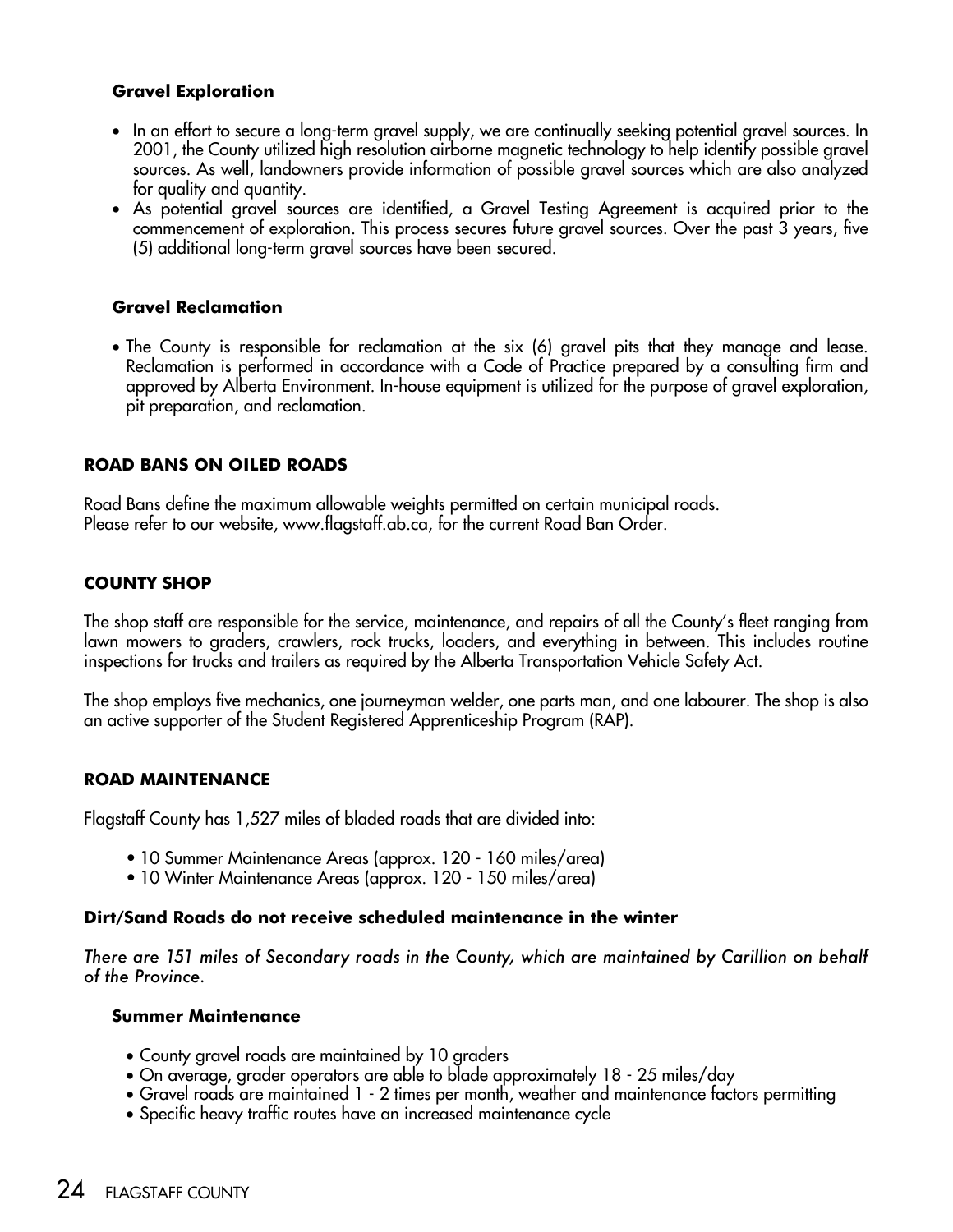### Gravel Exploration

- In an effort to secure a long-term gravel supply, we are continually seeking potential gravel sources. In 2001, the County utilized high resolution airborne magnetic technology to help identify possible gravel sources. As well, landowners provide information of possible gravel sources which are also analyzed for quality and quantity.
- As potential gravel sources are identified, a Gravel Testing Agreement is acquired prior to the commencement of exploration. This process secures future gravel sources. Over the past 3 years, five (5) additional long-term gravel sources have been secured.

### Gravel Reclamation

- The County is responsible for reclamation at the six (6) gravel pits that they manage and lease. Reclamation is performed in accordance with a Code of Practice prepared by a consulting firm and approved by Alberta Environment. In-house equipment is utilized for the purpose of gravel exploration, pit preparation, and reclamation.

## ROAD BANS ON OILED ROADS

Road Bans define the maximum allowable weights permitted on certain municipal roads.
Please refer to our website, www.flagstaff.ab.ca, for the current Road Ban Order.

## COUNTY SHOP

The shop staff are responsible for the service, maintenance, and repairs of all the County's fleet ranging from lawn mowers to graders, crawlers, rock trucks, loaders, and everything in between. This includes routine inspections for trucks and trailers as required by the Alberta Transportation Vehicle Safety Act.

The shop employs five mechanics, one journeyman welder, one parts man, and one labourer. The shop is also an active supporter of the Student Registered Apprenticeship Program (RAP).

## ROAD MAINTENANCE

Flagstaff County has 1,527 miles of bladed roads that are divided into:

- 10 Summer Maintenance Areas (approx. 120 - 160 miles/area)
- 10 Winter Maintenance Areas (approx. 120 - 150 miles/area)

**Dirt/Sand Roads do not receive scheduled maintenance in the winter**

*There are 151 miles of Secondary roads in the County, which are maintained by Carillion on behalf of the Province.*

### Summer Maintenance

- County gravel roads are maintained by 10 graders
- On average, grader operators are able to blade approximately 18 - 25 miles/day
- Gravel roads are maintained 1 - 2 times per month, weather and maintenance factors permitting
- Specific heavy traffic routes have an increased maintenance cycle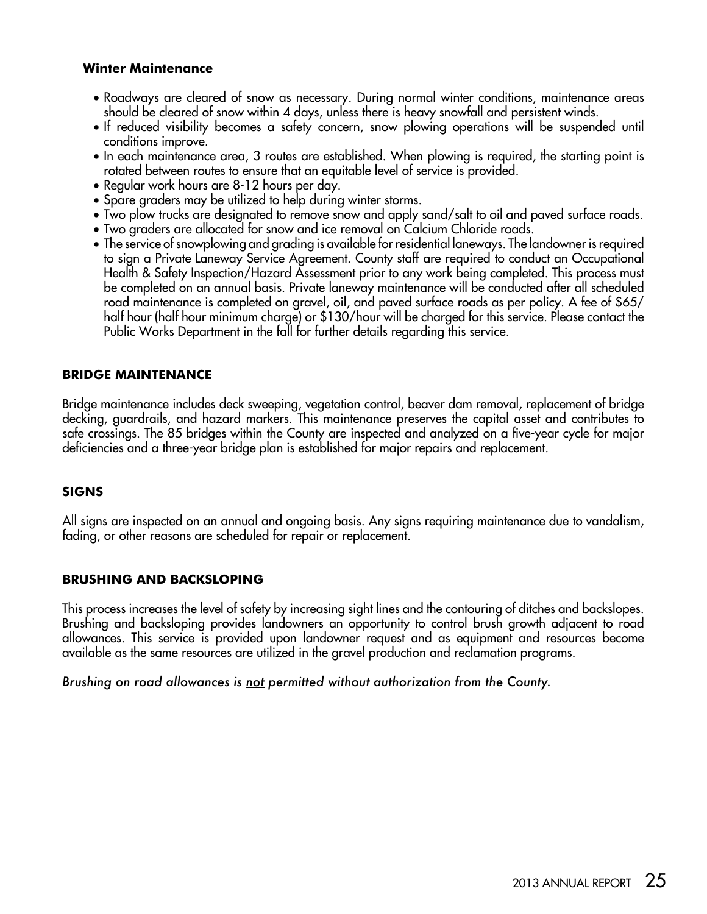### Winter Maintenance

- Roadways are cleared of snow as necessary. During normal winter conditions, maintenance areas should be cleared of snow within 4 days, unless there is heavy snowfall and persistent winds.
- If reduced visibility becomes a safety concern, snow plowing operations will be suspended until conditions improve.
- In each maintenance area, 3 routes are established. When plowing is required, the starting point is rotated between routes to ensure that an equitable level of service is provided.
- Regular work hours are 8-12 hours per day.
- Spare graders may be utilized to help during winter storms.
- Two plow trucks are designated to remove snow and apply sand/salt to oil and paved surface roads.
- Two graders are allocated for snow and ice removal on Calcium Chloride roads.
- The service of snowplowing and grading is available for residential laneways. The landowner is required to sign a Private Laneway Service Agreement. County staff are required to conduct an Occupational Health & Safety Inspection/Hazard Assessment prior to any work being completed. This process must be completed on an annual basis. Private laneway maintenance will be conducted after all scheduled road maintenance is completed on gravel, oil, and paved surface roads as per policy. A fee of $65/half hour (half hour minimum charge) or $130/hour will be charged for this service. Please contact the Public Works Department in the fall for further details regarding this service.

## BRIDGE MAINTENANCE

Bridge maintenance includes deck sweeping, vegetation control, beaver dam removal, replacement of bridge decking, guardrails, and hazard markers. This maintenance preserves the capital asset and contributes to safe crossings. The 85 bridges within the County are inspected and analyzed on a five-year cycle for major deficiencies and a three-year bridge plan is established for major repairs and replacement.

## SIGNS

All signs are inspected on an annual and ongoing basis. Any signs requiring maintenance due to vandalism, fading, or other reasons are scheduled for repair or replacement.

## BRUSHING AND BACKSLOPING

This process increases the level of safety by increasing sight lines and the contouring of ditches and backslopes. Brushing and backsloping provides landowners an opportunity to control brush growth adjacent to road allowances. This service is provided upon landowner request and as equipment and resources become available as the same resources are utilized in the gravel production and reclamation programs.

*Brushing on road allowances is <u>not</u> permitted without authorization from the County.*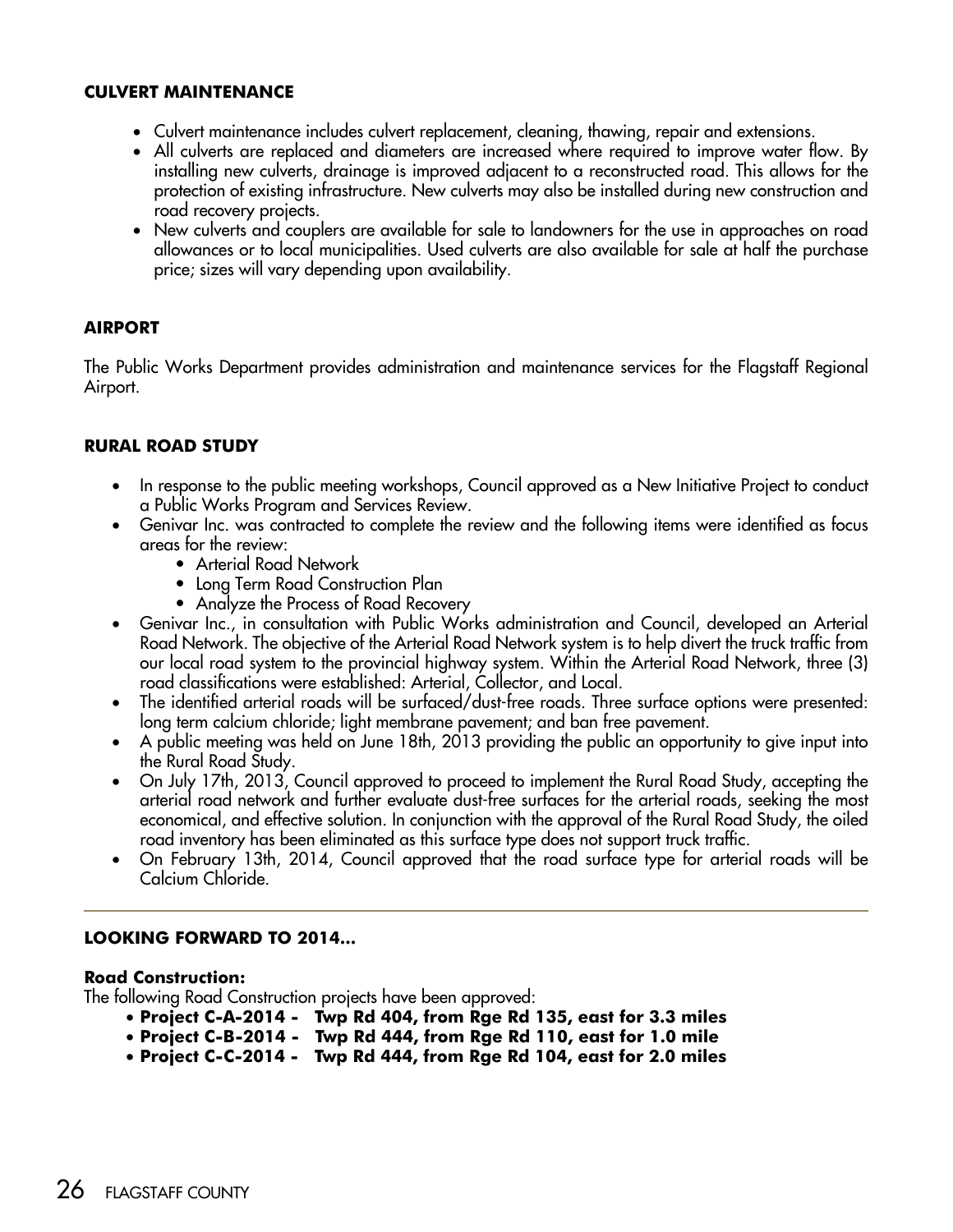## CULVERT MAINTENANCE

- Culvert maintenance includes culvert replacement, cleaning, thawing, repair and extensions.
- All culverts are replaced and diameters are increased where required to improve water flow. By installing new culverts, drainage is improved adjacent to a reconstructed road. This allows for the protection of existing infrastructure. New culverts may also be installed during new construction and road recovery projects.
- New culverts and couplers are available for sale to landowners for the use in approaches on road allowances or to local municipalities. Used culverts are also available for sale at half the purchase price; sizes will vary depending upon availability.

## AIRPORT

The Public Works Department provides administration and maintenance services for the Flagstaff Regional Airport.

## RURAL ROAD STUDY

- In response to the public meeting workshops, Council approved as a New Initiative Project to conduct a Public Works Program and Services Review.
- Genivar Inc. was contracted to complete the review and the following items were identified as focus areas for the review:
    - Arterial Road Network
    - Long Term Road Construction Plan
    - Analyze the Process of Road Recovery
- Genivar Inc., in consultation with Public Works administration and Council, developed an Arterial Road Network. The objective of the Arterial Road Network system is to help divert the truck traffic from our local road system to the provincial highway system. Within the Arterial Road Network, three (3) road classifications were established: Arterial, Collector, and Local.
- The identified arterial roads will be surfaced/dust-free roads. Three surface options were presented: long term calcium chloride; light membrane pavement; and ban free pavement.
- A public meeting was held on June 18th, 2013 providing the public an opportunity to give input into the Rural Road Study.
- On July 17th, 2013, Council approved to proceed to implement the Rural Road Study, accepting the arterial road network and further evaluate dust-free surfaces for the arterial roads, seeking the most economical, and effective solution. In conjunction with the approval of the Rural Road Study, the oiled road inventory has been eliminated as this surface type does not support truck traffic.
- On February 13th, 2014, Council approved that the road surface type for arterial roads will be Calcium Chloride.

---

## LOOKING FORWARD TO 2014...

**Road Construction:**

The following Road Construction projects have been approved:

- **Project C-A-2014 - Twp Rd 404, from Rge Rd 135, east for 3.3 miles**
- **Project C-B-2014 - Twp Rd 444, from Rge Rd 110, east for 1.0 mile**
- **Project C-C-2014 - Twp Rd 444, from Rge Rd 104, east for 2.0 miles**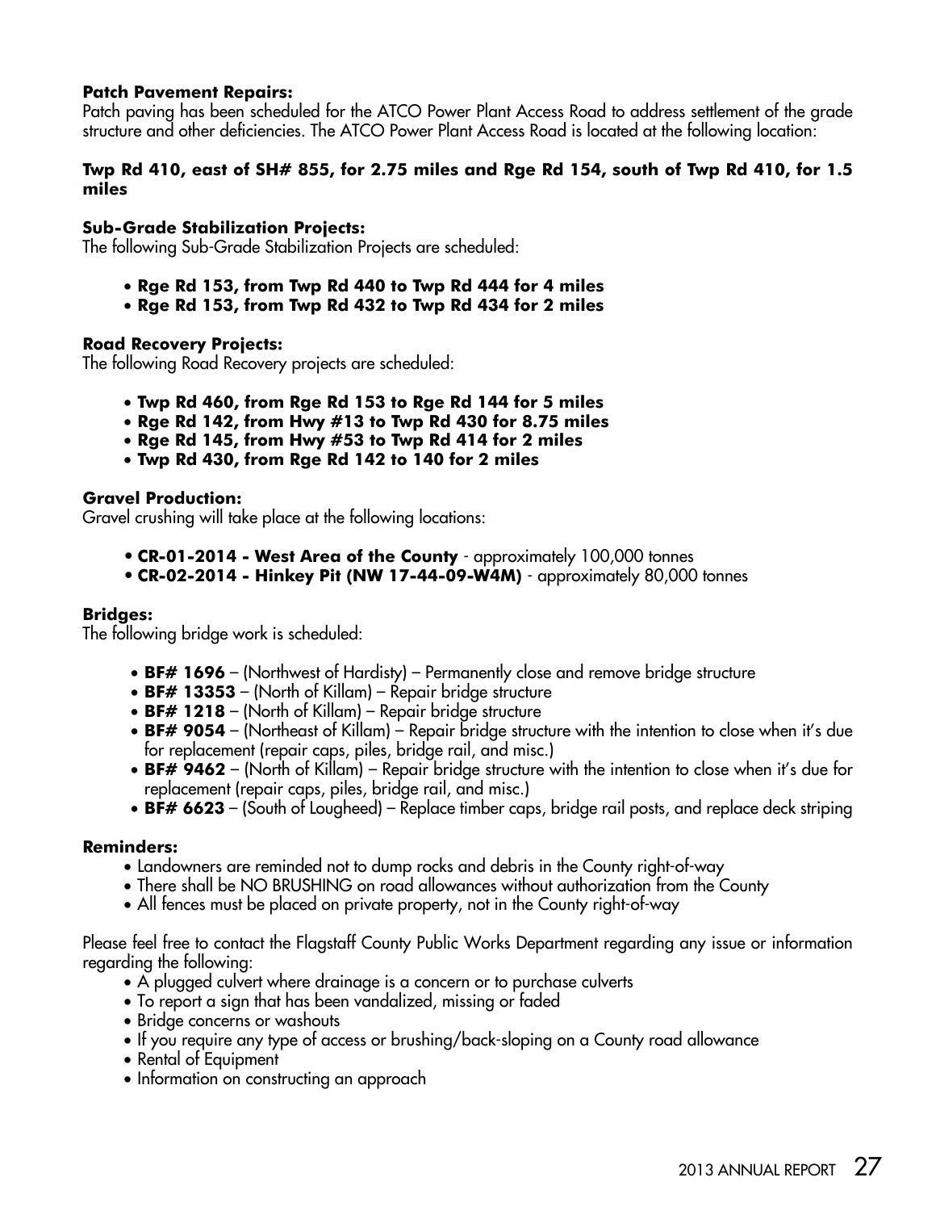**Patch Pavement Repairs:**
Patch paving has been scheduled for the ATCO Power Plant Access Road to address settlement of the grade structure and other deficiencies. The ATCO Power Plant Access Road is located at the following location:

**Twp Rd 410, east of SH# 855, for 2.75 miles and Rge Rd 154, south of Twp Rd 410, for 1.5 miles**

**Sub-Grade Stabilization Projects:**
The following Sub-Grade Stabilization Projects are scheduled:

- **Rge Rd 153, from Twp Rd 440 to Twp Rd 444 for 4 miles**
- **Rge Rd 153, from Twp Rd 432 to Twp Rd 434 for 2 miles**

**Road Recovery Projects:**
The following Road Recovery projects are scheduled:

- **Twp Rd 460, from Rge Rd 153 to Rge Rd 144 for 5 miles**
- **Rge Rd 142, from Hwy #13 to Twp Rd 430 for 8.75 miles**
- **Rge Rd 145, from Hwy #53 to Twp Rd 414 for 2 miles**
- **Twp Rd 430, from Rge Rd 142 to 140 for 2 miles**

**Gravel Production:**
Gravel crushing will take place at the following locations:

- **CR-01-2014 - West Area of the County** - approximately 100,000 tonnes
- **CR-02-2014 - Hinkey Pit (NW 17-44-09-W4M)** - approximately 80,000 tonnes

**Bridges:**
The following bridge work is scheduled:

- **BF# 1696** – (Northwest of Hardisty) – Permanently close and remove bridge structure
- **BF# 13353** – (North of Killam) – Repair bridge structure
- **BF# 1218** – (North of Killam) – Repair bridge structure
- **BF# 9054** – (Northeast of Killam) – Repair bridge structure with the intention to close when it's due for replacement (repair caps, piles, bridge rail, and misc.)
- **BF# 9462** – (North of Killam) – Repair bridge structure with the intention to close when it's due for replacement (repair caps, piles, bridge rail, and misc.)
- **BF# 6623** – (South of Lougheed) – Replace timber caps, bridge rail posts, and replace deck striping

**Reminders:**

- Landowners are reminded not to dump rocks and debris in the County right-of-way
- There shall be NO BRUSHING on road allowances without authorization from the County
- All fences must be placed on private property, not in the County right-of-way

Please feel free to contact the Flagstaff County Public Works Department regarding any issue or information regarding the following:

- A plugged culvert where drainage is a concern or to purchase culverts
- To report a sign that has been vandalized, missing or faded
- Bridge concerns or washouts
- If you require any type of access or brushing/back-sloping on a County road allowance
- Rental of Equipment
- Information on constructing an approach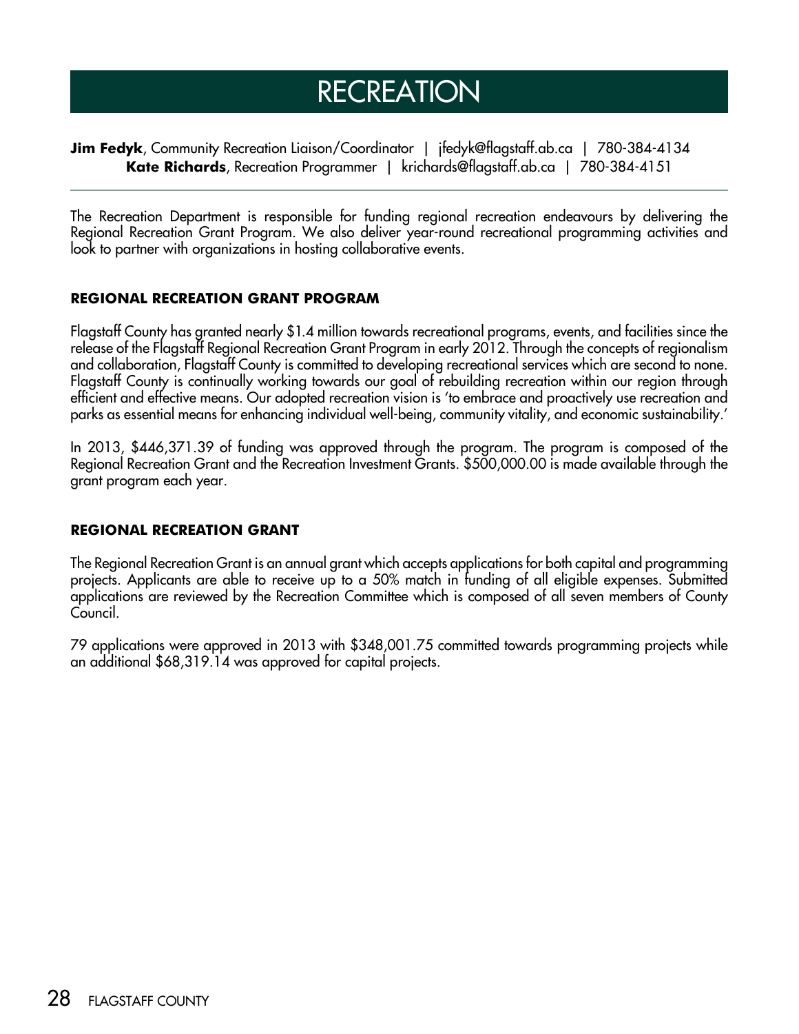# RECREATION

**Jim Fedyk**, Community Recreation Liaison/Coordinator | jfedyk@flagstaff.ab.ca | 780-384-4134
**Kate Richards**, Recreation Programmer | krichards@flagstaff.ab.ca | 780-384-4151

---

The Recreation Department is responsible for funding regional recreation endeavours by delivering the Regional Recreation Grant Program. We also deliver year-round recreational programming activities and look to partner with organizations in hosting collaborative events.

## REGIONAL RECREATION GRANT PROGRAM

Flagstaff County has granted nearly $1.4 million towards recreational programs, events, and facilities since the release of the Flagstaff Regional Recreation Grant Program in early 2012. Through the concepts of regionalism and collaboration, Flagstaff County is committed to developing recreational services which are second to none. Flagstaff County is continually working towards our goal of rebuilding recreation within our region through efficient and effective means. Our adopted recreation vision is 'to embrace and proactively use recreation and parks as essential means for enhancing individual well-being, community vitality, and economic sustainability.'

In 2013, $446,371.39 of funding was approved through the program. The program is composed of the Regional Recreation Grant and the Recreation Investment Grants. $500,000.00 is made available through the grant program each year.

## REGIONAL RECREATION GRANT

The Regional Recreation Grant is an annual grant which accepts applications for both capital and programming projects. Applicants are able to receive up to a 50% match in funding of all eligible expenses. Submitted applications are reviewed by the Recreation Committee which is composed of all seven members of County Council.

79 applications were approved in 2013 with $348,001.75 committed towards programming projects while an additional $68,319.14 was approved for capital projects.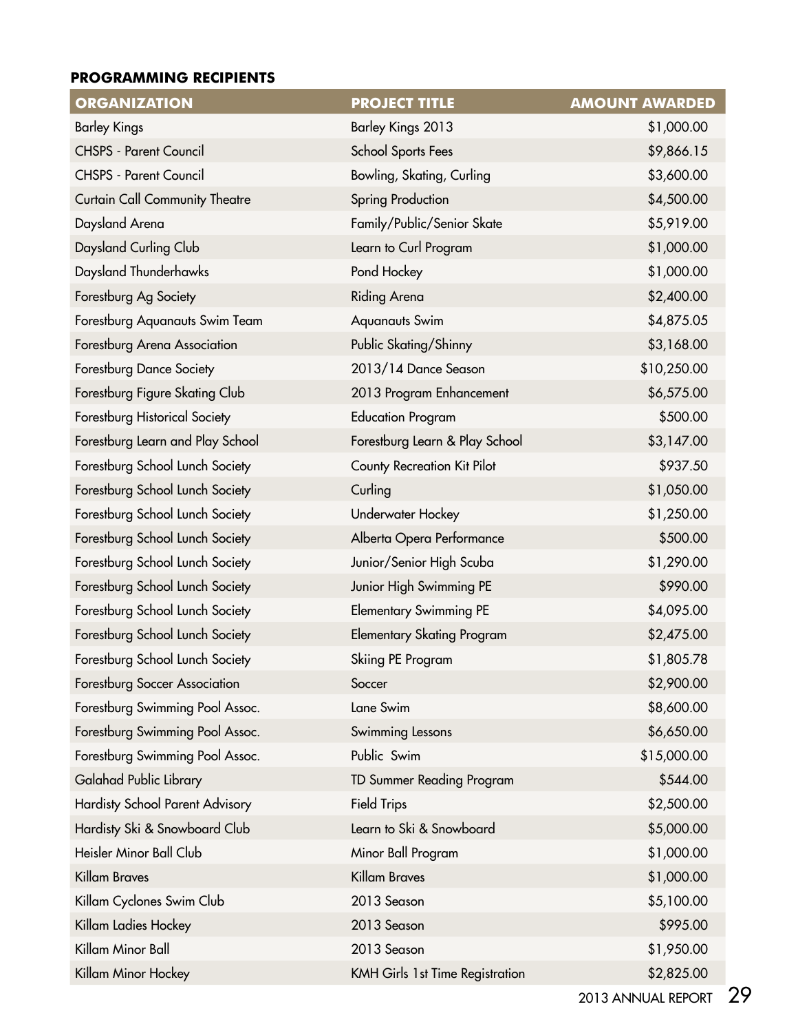### PROGRAMMING RECIPIENTS

| ORGANIZATION | PROJECT TITLE | AMOUNT AWARDED |
|---|---|---|
| Barley Kings | Barley Kings 2013 | $1,000.00 |
| CHSPS - Parent Council | School Sports Fees | $9,866.15 |
| CHSPS - Parent Council | Bowling, Skating, Curling | $3,600.00 |
| Curtain Call Community Theatre | Spring Production | $4,500.00 |
| Daysland Arena | Family/Public/Senior Skate | $5,919.00 |
| Daysland Curling Club | Learn to Curl Program | $1,000.00 |
| Daysland Thunderhawks | Pond Hockey | $1,000.00 |
| Forestburg Ag Society | Riding Arena | $2,400.00 |
| Forestburg Aquanauts Swim Team | Aquanauts Swim | $4,875.05 |
| Forestburg Arena Association | Public Skating/Shinny | $3,168.00 |
| Forestburg Dance Society | 2013/14 Dance Season | $10,250.00 |
| Forestburg Figure Skating Club | 2013 Program Enhancement | $6,575.00 |
| Forestburg Historical Society | Education Program | $500.00 |
| Forestburg Learn and Play School | Forestburg Learn & Play School | $3,147.00 |
| Forestburg School Lunch Society | County Recreation Kit Pilot | $937.50 |
| Forestburg School Lunch Society | Curling | $1,050.00 |
| Forestburg School Lunch Society | Underwater Hockey | $1,250.00 |
| Forestburg School Lunch Society | Alberta Opera Performance | $500.00 |
| Forestburg School Lunch Society | Junior/Senior High Scuba | $1,290.00 |
| Forestburg School Lunch Society | Junior High Swimming PE | $990.00 |
| Forestburg School Lunch Society | Elementary Swimming PE | $4,095.00 |
| Forestburg School Lunch Society | Elementary Skating Program | $2,475.00 |
| Forestburg School Lunch Society | Skiing PE Program | $1,805.78 |
| Forestburg Soccer Association | Soccer | $2,900.00 |
| Forestburg Swimming Pool Assoc. | Lane Swim | $8,600.00 |
| Forestburg Swimming Pool Assoc. | Swimming Lessons | $6,650.00 |
| Forestburg Swimming Pool Assoc. | Public Swim | $15,000.00 |
| Galahad Public Library | TD Summer Reading Program | $544.00 |
| Hardisty School Parent Advisory | Field Trips | $2,500.00 |
| Hardisty Ski & Snowboard Club | Learn to Ski & Snowboard | $5,000.00 |
| Heisler Minor Ball Club | Minor Ball Program | $1,000.00 |
| Killam Braves | Killam Braves | $1,000.00 |
| Killam Cyclones Swim Club | 2013 Season | $5,100.00 |
| Killam Ladies Hockey | 2013 Season | $995.00 |
| Killam Minor Ball | 2013 Season | $1,950.00 |
| Killam Minor Hockey | KMH Girls 1st Time Registration | $2,825.00 |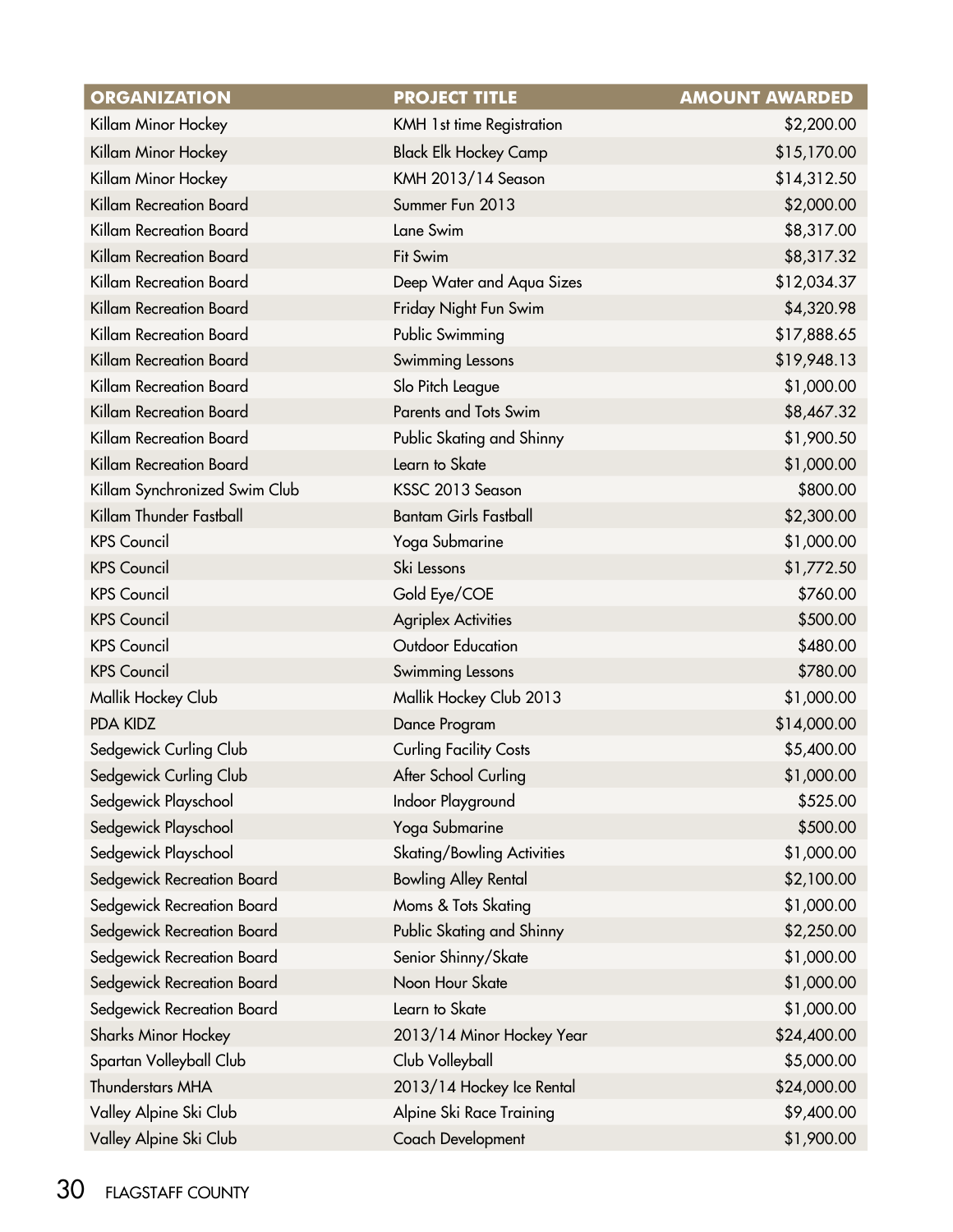| ORGANIZATION | PROJECT TITLE | AMOUNT AWARDED |
|---|---|---|
| Killam Minor Hockey | KMH 1st time Registration | $2,200.00 |
| Killam Minor Hockey | Black Elk Hockey Camp | $15,170.00 |
| Killam Minor Hockey | KMH 2013/14 Season | $14,312.50 |
| Killam Recreation Board | Summer Fun 2013 | $2,000.00 |
| Killam Recreation Board | Lane Swim | $8,317.00 |
| Killam Recreation Board | Fit Swim | $8,317.32 |
| Killam Recreation Board | Deep Water and Aqua Sizes | $12,034.37 |
| Killam Recreation Board | Friday Night Fun Swim | $4,320.98 |
| Killam Recreation Board | Public Swimming | $17,888.65 |
| Killam Recreation Board | Swimming Lessons | $19,948.13 |
| Killam Recreation Board | Slo Pitch League | $1,000.00 |
| Killam Recreation Board | Parents and Tots Swim | $8,467.32 |
| Killam Recreation Board | Public Skating and Shinny | $1,900.50 |
| Killam Recreation Board | Learn to Skate | $1,000.00 |
| Killam Synchronized Swim Club | KSSC 2013 Season | $800.00 |
| Killam Thunder Fastball | Bantam Girls Fastball | $2,300.00 |
| KPS Council | Yoga Submarine | $1,000.00 |
| KPS Council | Ski Lessons | $1,772.50 |
| KPS Council | Gold Eye/COE | $760.00 |
| KPS Council | Agriplex Activities | $500.00 |
| KPS Council | Outdoor Education | $480.00 |
| KPS Council | Swimming Lessons | $780.00 |
| Mallik Hockey Club | Mallik Hockey Club 2013 | $1,000.00 |
| PDA KIDZ | Dance Program | $14,000.00 |
| Sedgewick Curling Club | Curling Facility Costs | $5,400.00 |
| Sedgewick Curling Club | After School Curling | $1,000.00 |
| Sedgewick Playschool | Indoor Playground | $525.00 |
| Sedgewick Playschool | Yoga Submarine | $500.00 |
| Sedgewick Playschool | Skating/Bowling Activities | $1,000.00 |
| Sedgewick Recreation Board | Bowling Alley Rental | $2,100.00 |
| Sedgewick Recreation Board | Moms & Tots Skating | $1,000.00 |
| Sedgewick Recreation Board | Public Skating and Shinny | $2,250.00 |
| Sedgewick Recreation Board | Senior Shinny/Skate | $1,000.00 |
| Sedgewick Recreation Board | Noon Hour Skate | $1,000.00 |
| Sedgewick Recreation Board | Learn to Skate | $1,000.00 |
| Sharks Minor Hockey | 2013/14 Minor Hockey Year | $24,400.00 |
| Spartan Volleyball Club | Club Volleyball | $5,000.00 |
| Thunderstars MHA | 2013/14 Hockey Ice Rental | $24,000.00 |
| Valley Alpine Ski Club | Alpine Ski Race Training | $9,400.00 |
| Valley Alpine Ski Club | Coach Development | $1,900.00 |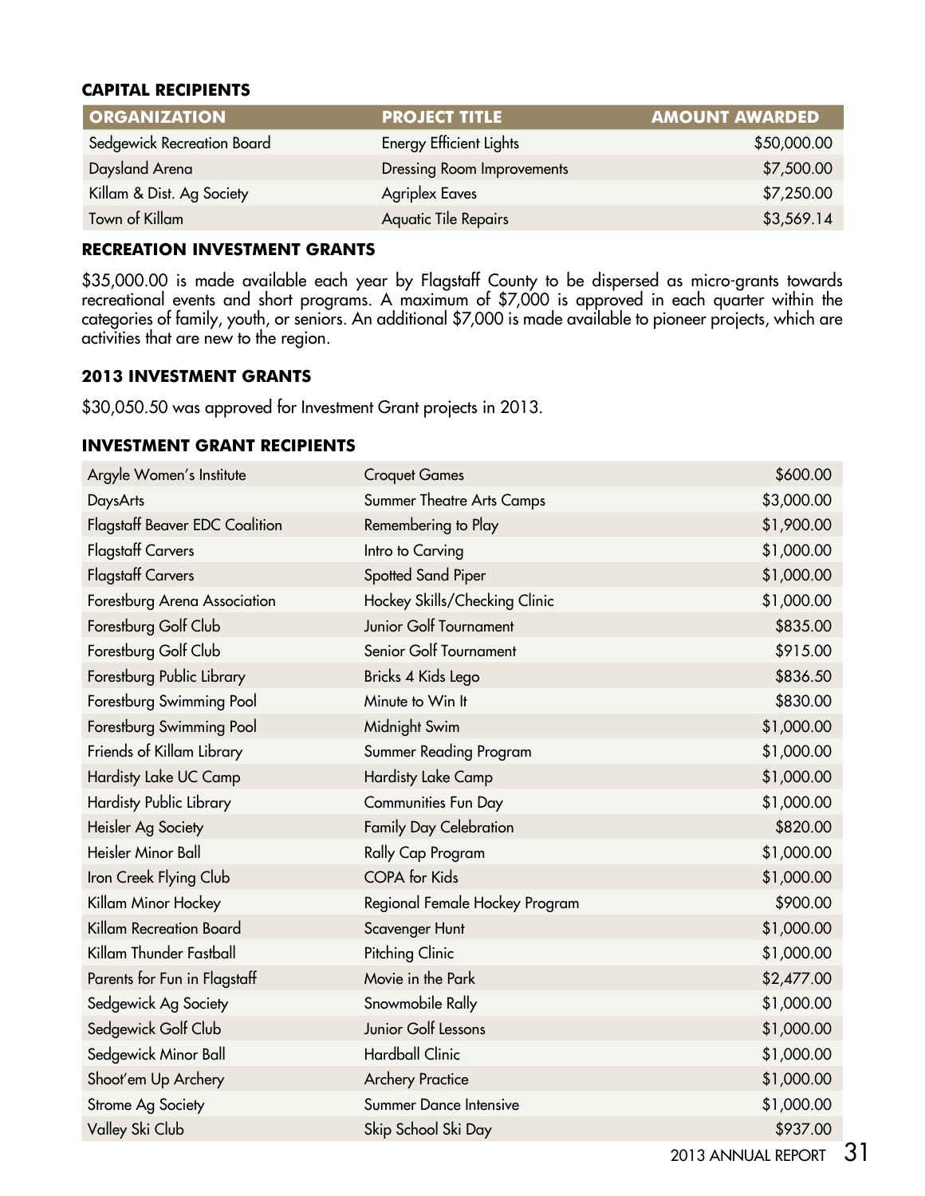### CAPITAL RECIPIENTS

| ORGANIZATION | PROJECT TITLE | AMOUNT AWARDED |
|---|---|---|
| Sedgewick Recreation Board | Energy Efficient Lights | $50,000.00 |
| Daysland Arena | Dressing Room Improvements | $7,500.00 |
| Killam & Dist. Ag Society | Agriplex Eaves | $7,250.00 |
| Town of Killam | Aquatic Tile Repairs | $3,569.14 |

### RECREATION INVESTMENT GRANTS

$35,000.00 is made available each year by Flagstaff County to be dispersed as micro-grants towards recreational events and short programs. A maximum of $7,000 is approved in each quarter within the categories of family, youth, or seniors. An additional $7,000 is made available to pioneer projects, which are activities that are new to the region.

### 2013 INVESTMENT GRANTS

$30,050.50 was approved for Investment Grant projects in 2013.

### INVESTMENT GRANT RECIPIENTS

| | | |
|---|---|---|
| Argyle Women's Institute | Croquet Games | $600.00 |
| DaysArts | Summer Theatre Arts Camps | $3,000.00 |
| Flagstaff Beaver EDC Coalition | Remembering to Play | $1,900.00 |
| Flagstaff Carvers | Intro to Carving | $1,000.00 |
| Flagstaff Carvers | Spotted Sand Piper | $1,000.00 |
| Forestburg Arena Association | Hockey Skills/Checking Clinic | $1,000.00 |
| Forestburg Golf Club | Junior Golf Tournament | $835.00 |
| Forestburg Golf Club | Senior Golf Tournament | $915.00 |
| Forestburg Public Library | Bricks 4 Kids Lego | $836.50 |
| Forestburg Swimming Pool | Minute to Win It | $830.00 |
| Forestburg Swimming Pool | Midnight Swim | $1,000.00 |
| Friends of Killam Library | Summer Reading Program | $1,000.00 |
| Hardisty Lake UC Camp | Hardisty Lake Camp | $1,000.00 |
| Hardisty Public Library | Communities Fun Day | $1,000.00 |
| Heisler Ag Society | Family Day Celebration | $820.00 |
| Heisler Minor Ball | Rally Cap Program | $1,000.00 |
| Iron Creek Flying Club | COPA for Kids | $1,000.00 |
| Killam Minor Hockey | Regional Female Hockey Program | $900.00 |
| Killam Recreation Board | Scavenger Hunt | $1,000.00 |
| Killam Thunder Fastball | Pitching Clinic | $1,000.00 |
| Parents for Fun in Flagstaff | Movie in the Park | $2,477.00 |
| Sedgewick Ag Society | Snowmobile Rally | $1,000.00 |
| Sedgewick Golf Club | Junior Golf Lessons | $1,000.00 |
| Sedgewick Minor Ball | Hardball Clinic | $1,000.00 |
| Shoot'em Up Archery | Archery Practice | $1,000.00 |
| Strome Ag Society | Summer Dance Intensive | $1,000.00 |
| Valley Ski Club | Skip School Ski Day | $937.00 |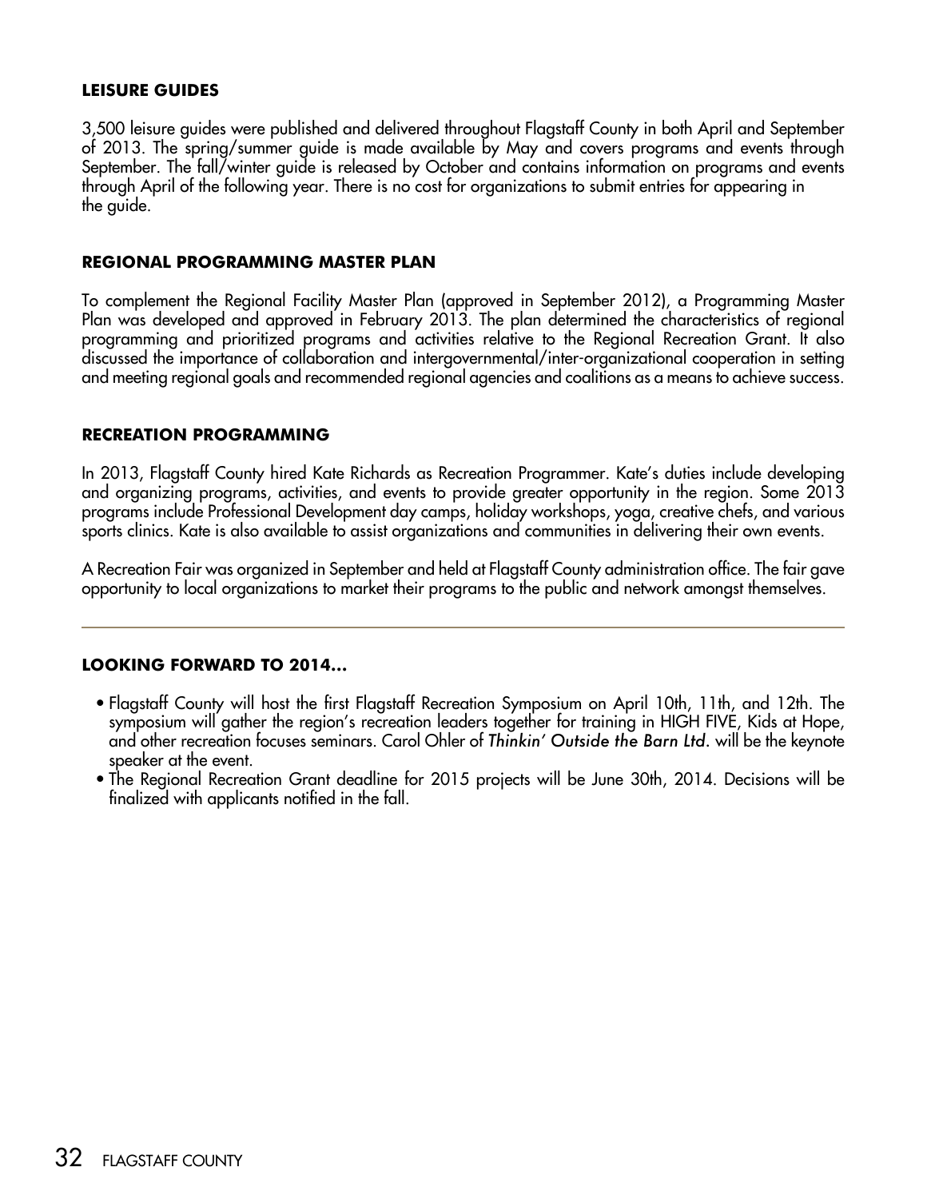## LEISURE GUIDES

3,500 leisure guides were published and delivered throughout Flagstaff County in both April and September of 2013. The spring/summer guide is made available by May and covers programs and events through September. The fall/winter guide is released by October and contains information on programs and events through April of the following year. There is no cost for organizations to submit entries for appearing in the guide.

## REGIONAL PROGRAMMING MASTER PLAN

To complement the Regional Facility Master Plan (approved in September 2012), a Programming Master Plan was developed and approved in February 2013. The plan determined the characteristics of regional programming and prioritized programs and activities relative to the Regional Recreation Grant. It also discussed the importance of collaboration and intergovernmental/inter-organizational cooperation in setting and meeting regional goals and recommended regional agencies and coalitions as a means to achieve success.

## RECREATION PROGRAMMING

In 2013, Flagstaff County hired Kate Richards as Recreation Programmer. Kate's duties include developing and organizing programs, activities, and events to provide greater opportunity in the region. Some 2013 programs include Professional Development day camps, holiday workshops, yoga, creative chefs, and various sports clinics. Kate is also available to assist organizations and communities in delivering their own events.

A Recreation Fair was organized in September and held at Flagstaff County administration office. The fair gave opportunity to local organizations to market their programs to the public and network amongst themselves.

---

## LOOKING FORWARD TO 2014...

- Flagstaff County will host the first Flagstaff Recreation Symposium on April 10th, 11th, and 12th. The symposium will gather the region's recreation leaders together for training in HIGH FIVE, Kids at Hope, and other recreation focuses seminars. Carol Ohler of *Thinkin' Outside the Barn Ltd.* will be the keynote speaker at the event.
- The Regional Recreation Grant deadline for 2015 projects will be June 30th, 2014. Decisions will be finalized with applicants notified in the fall.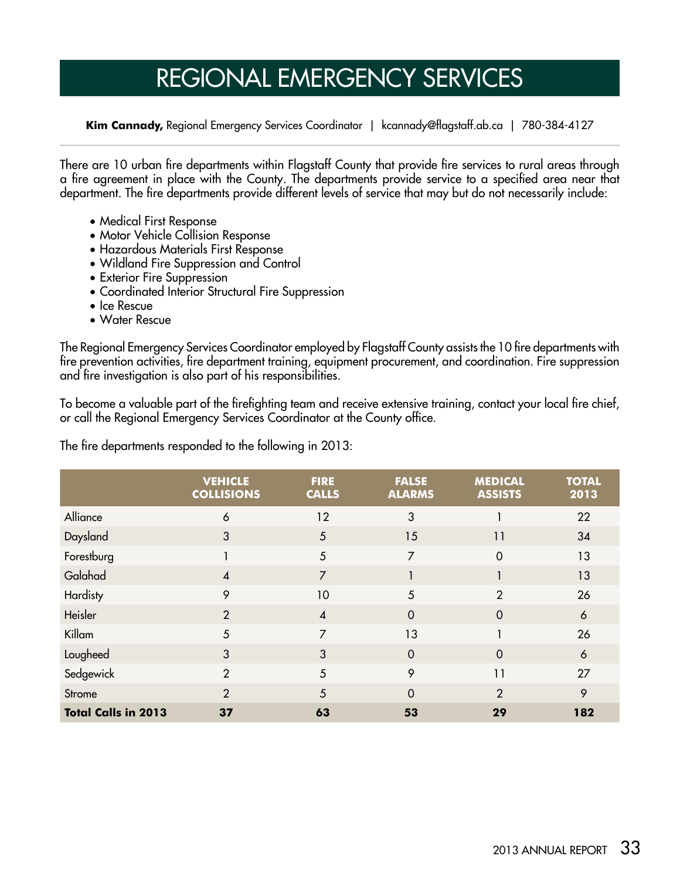# REGIONAL EMERGENCY SERVICES

**Kim Cannady,** Regional Emergency Services Coordinator | kcannady@flagstaff.ab.ca | 780-384-4127

There are 10 urban fire departments within Flagstaff County that provide fire services to rural areas through a fire agreement in place with the County. The departments provide service to a specified area near that department. The fire departments provide different levels of service that may but do not necessarily include:

- Medical First Response
- Motor Vehicle Collision Response
- Hazardous Materials First Response
- Wildland Fire Suppression and Control
- Exterior Fire Suppression
- Coordinated Interior Structural Fire Suppression
- Ice Rescue
- Water Rescue

The Regional Emergency Services Coordinator employed by Flagstaff County assists the 10 fire departments with fire prevention activities, fire department training, equipment procurement, and coordination. Fire suppression and fire investigation is also part of his responsibilities.

To become a valuable part of the firefighting team and receive extensive training, contact your local fire chief, or call the Regional Emergency Services Coordinator at the County office.

The fire departments responded to the following in 2013:

| | VEHICLE COLLISIONS | FIRE CALLS | FALSE ALARMS | MEDICAL ASSISTS | TOTAL 2013 |
|---|---|---|---|---|---|
| Alliance | 6 | 12 | 3 | 1 | 22 |
| Daysland | 3 | 5 | 15 | 11 | 34 |
| Forestburg | 1 | 5 | 7 | 0 | 13 |
| Galahad | 4 | 7 | 1 | 1 | 13 |
| Hardisty | 9 | 10 | 5 | 2 | 26 |
| Heisler | 2 | 4 | 0 | 0 | 6 |
| Killam | 5 | 7 | 13 | 1 | 26 |
| Lougheed | 3 | 3 | 0 | 0 | 6 |
| Sedgewick | 2 | 5 | 9 | 11 | 27 |
| Strome | 2 | 5 | 0 | 2 | 9 |
| **Total Calls in 2013** | **37** | **63** | **53** | **29** | **182** |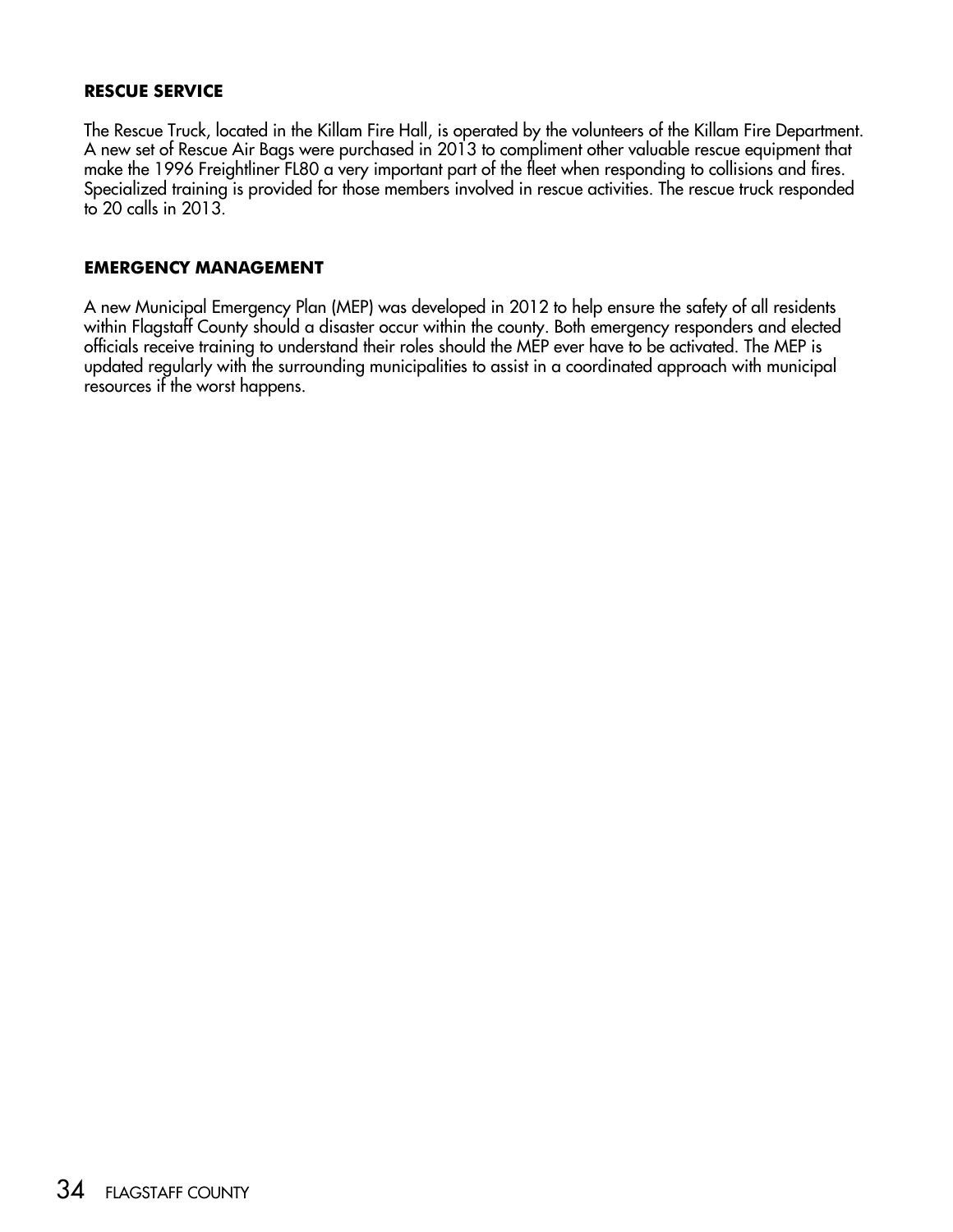## RESCUE SERVICE

The Rescue Truck, located in the Killam Fire Hall, is operated by the volunteers of the Killam Fire Department. A new set of Rescue Air Bags were purchased in 2013 to compliment other valuable rescue equipment that make the 1996 Freightliner FL80 a very important part of the fleet when responding to collisions and fires. Specialized training is provided for those members involved in rescue activities. The rescue truck responded to 20 calls in 2013.

## EMERGENCY MANAGEMENT

A new Municipal Emergency Plan (MEP) was developed in 2012 to help ensure the safety of all residents within Flagstaff County should a disaster occur within the county. Both emergency responders and elected officials receive training to understand their roles should the MEP ever have to be activated. The MEP is updated regularly with the surrounding municipalities to assist in a coordinated approach with municipal resources if the worst happens.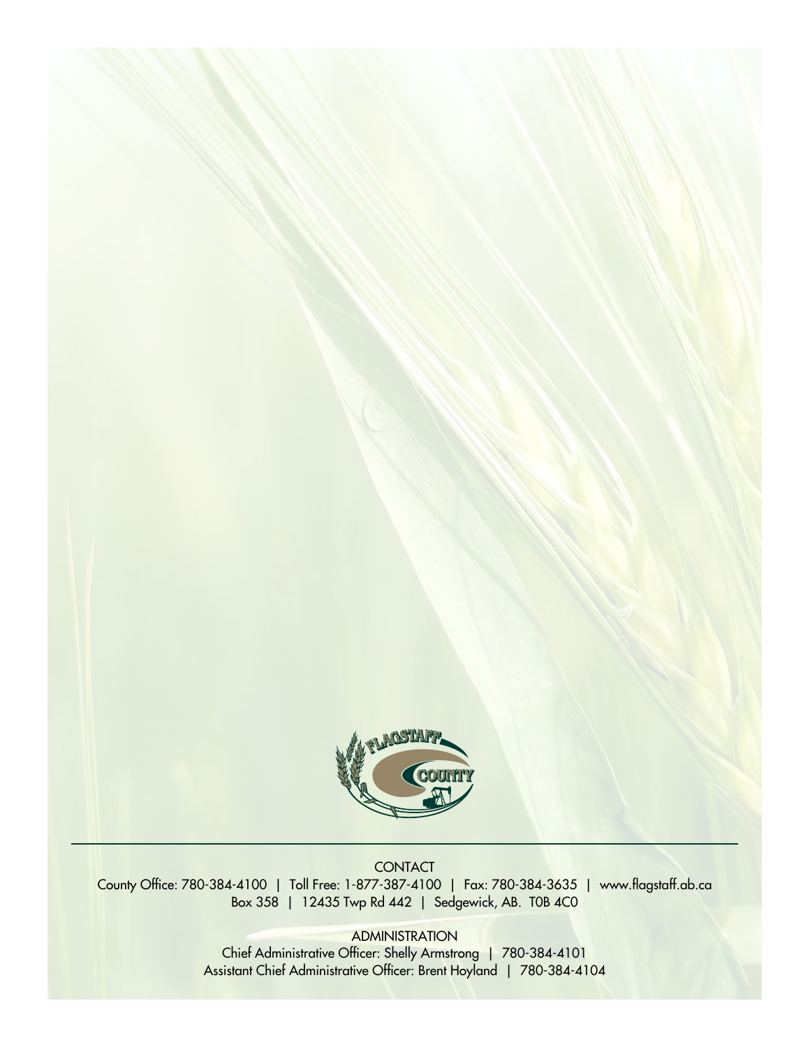CONTACT

County Office: 780-384-4100 | Toll Free: 1-877-387-4100 | Fax: 780-384-3635 | www.flagstaff.ab.ca
Box 358 | 12435 Twp Rd 442 | Sedgewick, AB. T0B 4C0

ADMINISTRATION

Chief Administrative Officer: Shelly Armstrong | 780-384-4101
Assistant Chief Administrative Officer: Brent Hoyland | 780-384-4104